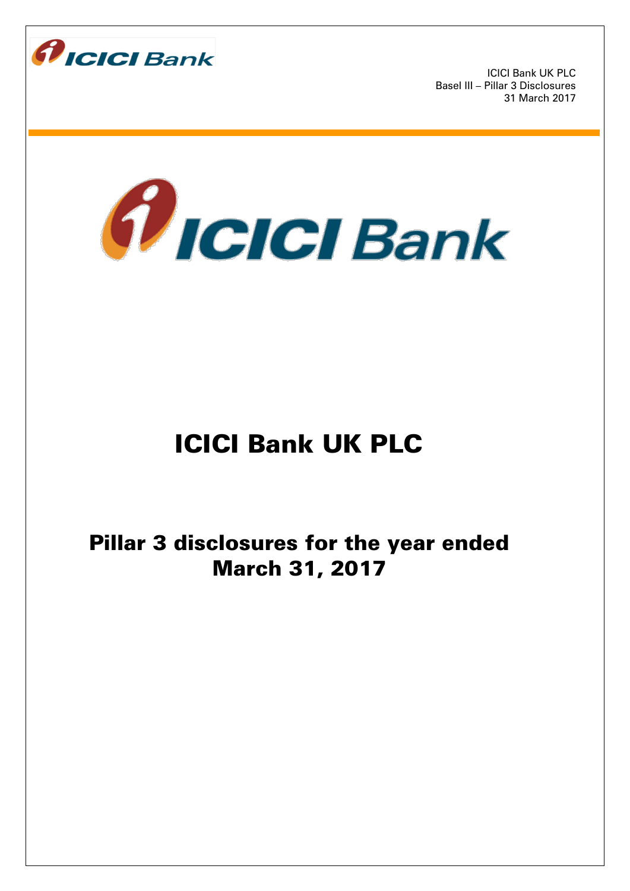# ICICI Bank UK PLC

## Pillar 3 disclosures for the year ended March 31, 2017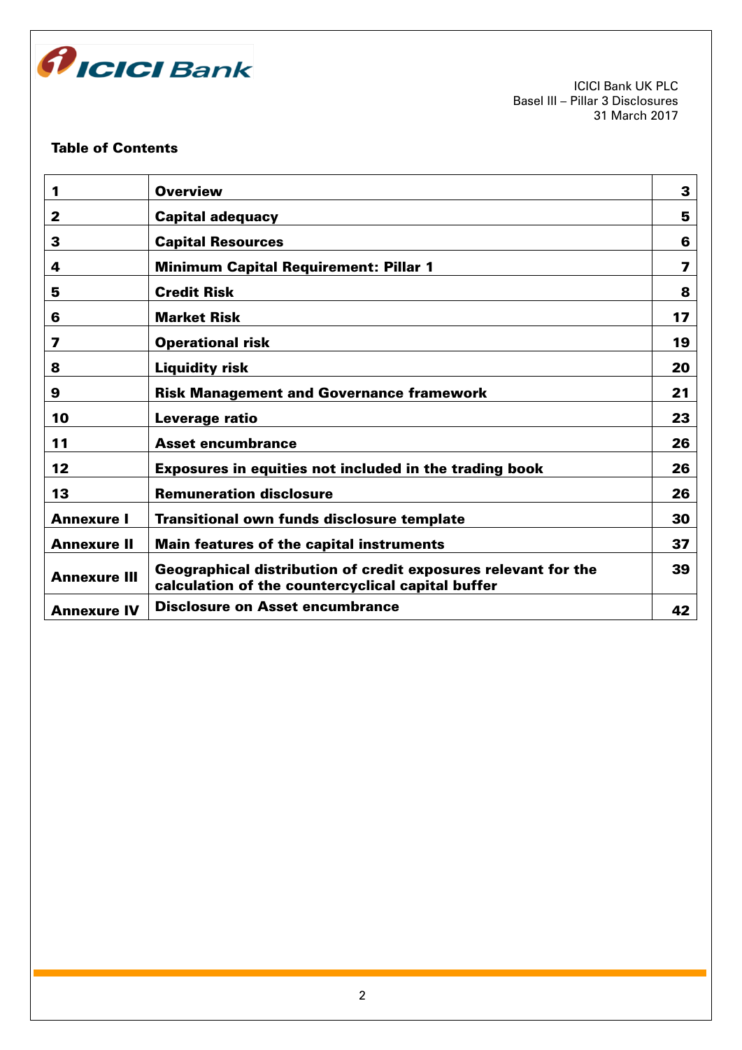ICICI Bank UK PLC
Basel III – Pillar 3 Disclosures
31 March 2017

**Table of Contents**

| | | |
|---|---|---|
| **1** | **Overview** | **3** |
| **2** | **Capital adequacy** | **5** |
| **3** | **Capital Resources** | **6** |
| **4** | **Minimum Capital Requirement: Pillar 1** | **7** |
| **5** | **Credit Risk** | **8** |
| **6** | **Market Risk** | **17** |
| **7** | **Operational risk** | **19** |
| **8** | **Liquidity risk** | **20** |
| **9** | **Risk Management and Governance framework** | **21** |
| **10** | **Leverage ratio** | **23** |
| **11** | **Asset encumbrance** | **26** |
| **12** | **Exposures in equities not included in the trading book** | **26** |
| **13** | **Remuneration disclosure** | **26** |
| **Annexure I** | **Transitional own funds disclosure template** | **30** |
| **Annexure II** | **Main features of the capital instruments** | **37** |
| **Annexure III** | **Geographical distribution of credit exposures relevant for the calculation of the countercyclical capital buffer** | **39** |
| **Annexure IV** | **Disclosure on Asset encumbrance** | **42** |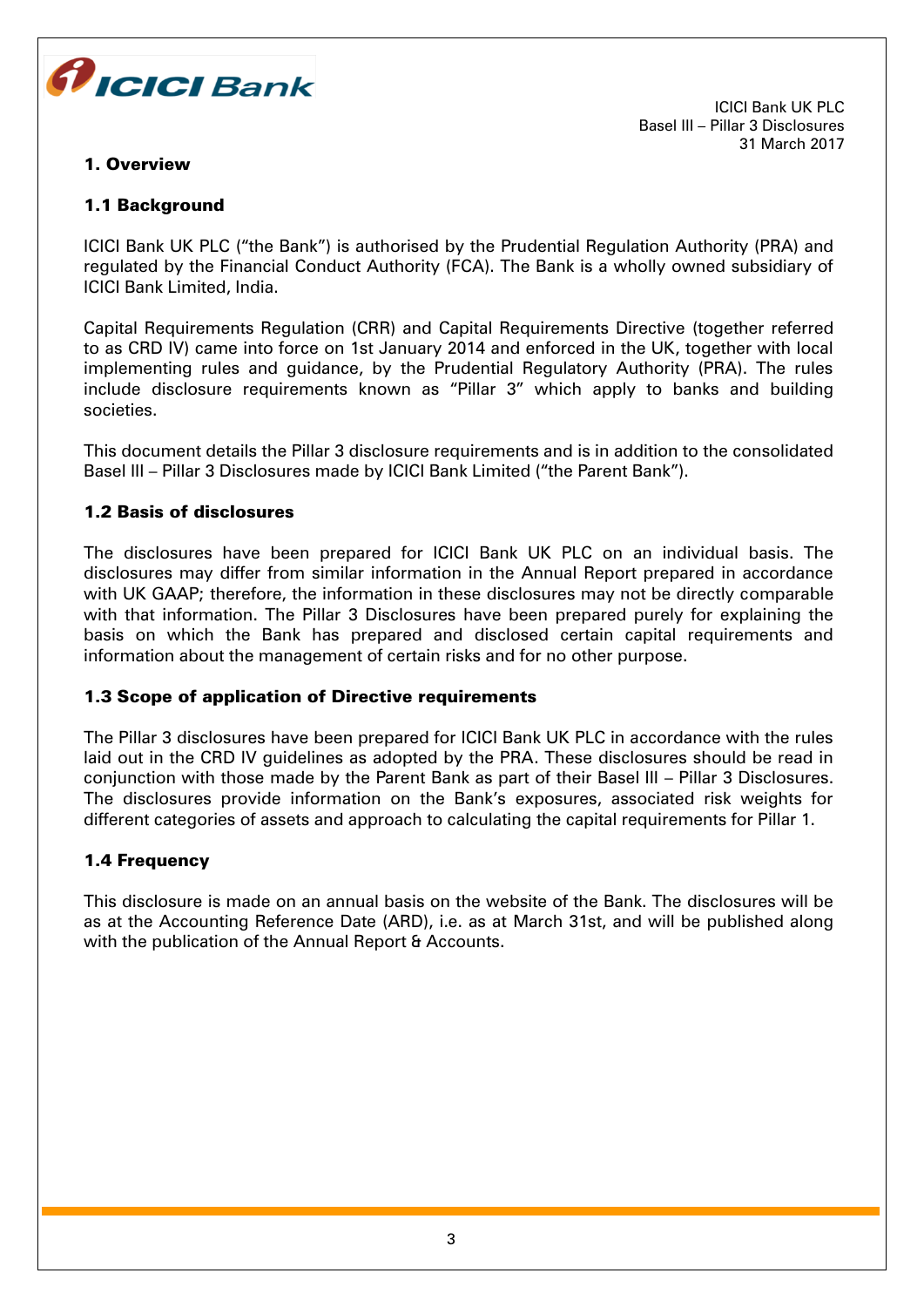# 1. Overview

## 1.1 Background

ICICI Bank UK PLC ("the Bank") is authorised by the Prudential Regulation Authority (PRA) and regulated by the Financial Conduct Authority (FCA). The Bank is a wholly owned subsidiary of ICICI Bank Limited, India.

Capital Requirements Regulation (CRR) and Capital Requirements Directive (together referred to as CRD IV) came into force on 1st January 2014 and enforced in the UK, together with local implementing rules and guidance, by the Prudential Regulatory Authority (PRA). The rules include disclosure requirements known as "Pillar 3" which apply to banks and building societies.

This document details the Pillar 3 disclosure requirements and is in addition to the consolidated Basel III – Pillar 3 Disclosures made by ICICI Bank Limited ("the Parent Bank").

## 1.2 Basis of disclosures

The disclosures have been prepared for ICICI Bank UK PLC on an individual basis. The disclosures may differ from similar information in the Annual Report prepared in accordance with UK GAAP; therefore, the information in these disclosures may not be directly comparable with that information. The Pillar 3 Disclosures have been prepared purely for explaining the basis on which the Bank has prepared and disclosed certain capital requirements and information about the management of certain risks and for no other purpose.

## 1.3 Scope of application of Directive requirements

The Pillar 3 disclosures have been prepared for ICICI Bank UK PLC in accordance with the rules laid out in the CRD IV guidelines as adopted by the PRA. These disclosures should be read in conjunction with those made by the Parent Bank as part of their Basel III – Pillar 3 Disclosures. The disclosures provide information on the Bank's exposures, associated risk weights for different categories of assets and approach to calculating the capital requirements for Pillar 1.

## 1.4 Frequency

This disclosure is made on an annual basis on the website of the Bank. The disclosures will be as at the Accounting Reference Date (ARD), i.e. as at March 31st, and will be published along with the publication of the Annual Report & Accounts.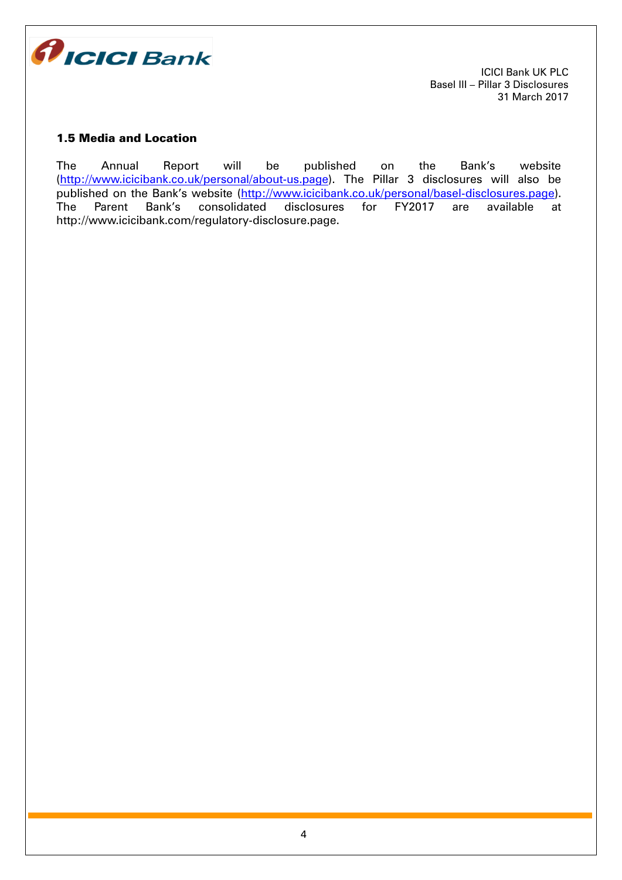### 1.5 Media and Location

The Annual Report will be published on the Bank's website (http://www.icicibank.co.uk/personal/about-us.page). The Pillar 3 disclosures will also be published on the Bank's website (http://www.icicibank.co.uk/personal/basel-disclosures.page). The Parent Bank's consolidated disclosures for FY2017 are available at http://www.icicibank.com/regulatory-disclosure.page.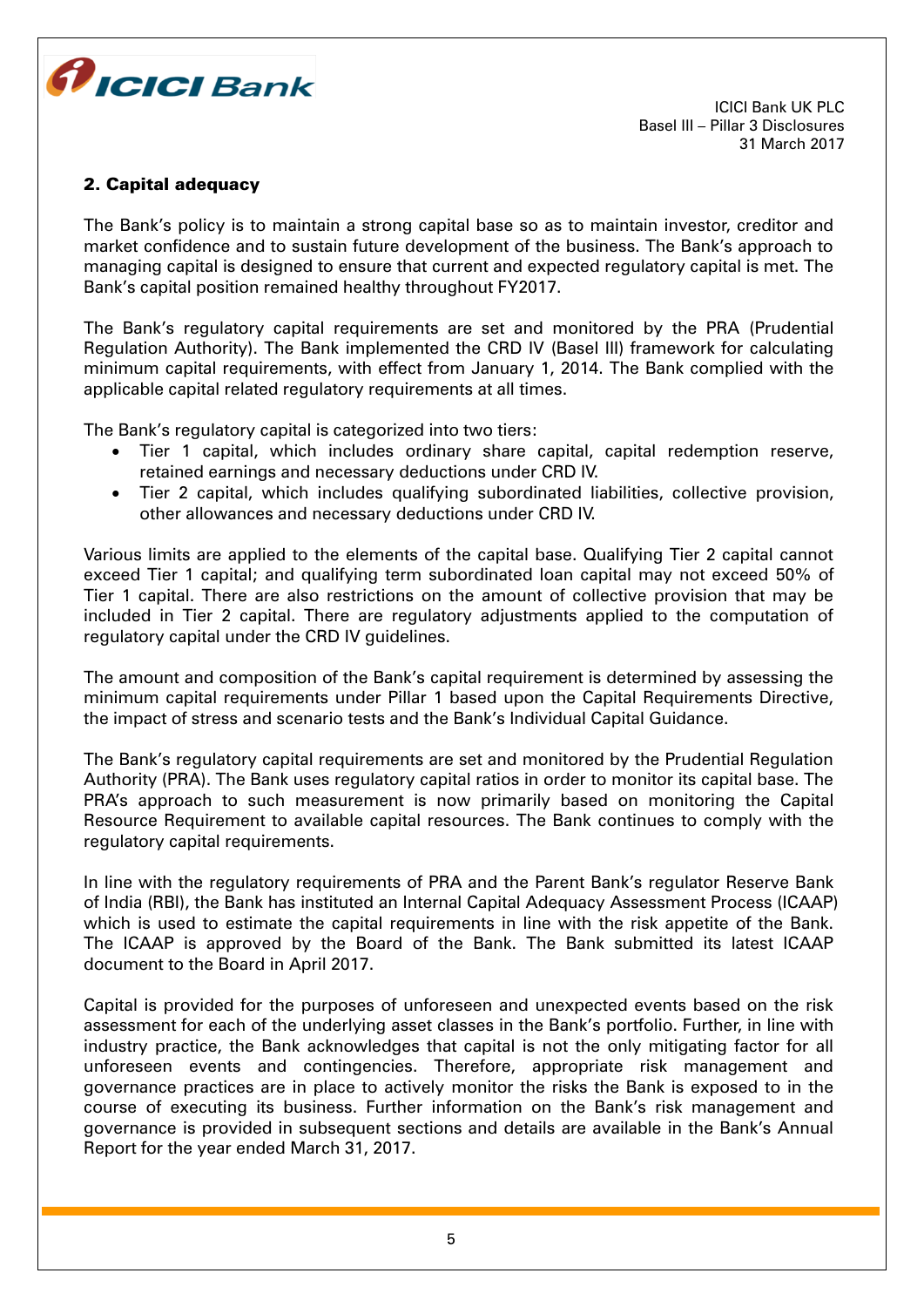## 2. Capital adequacy

The Bank's policy is to maintain a strong capital base so as to maintain investor, creditor and market confidence and to sustain future development of the business. The Bank's approach to managing capital is designed to ensure that current and expected regulatory capital is met. The Bank's capital position remained healthy throughout FY2017.

The Bank's regulatory capital requirements are set and monitored by the PRA (Prudential Regulation Authority). The Bank implemented the CRD IV (Basel III) framework for calculating minimum capital requirements, with effect from January 1, 2014. The Bank complied with the applicable capital related regulatory requirements at all times.

The Bank's regulatory capital is categorized into two tiers:

- Tier 1 capital, which includes ordinary share capital, capital redemption reserve, retained earnings and necessary deductions under CRD IV.
- Tier 2 capital, which includes qualifying subordinated liabilities, collective provision, other allowances and necessary deductions under CRD IV.

Various limits are applied to the elements of the capital base. Qualifying Tier 2 capital cannot exceed Tier 1 capital; and qualifying term subordinated loan capital may not exceed 50% of Tier 1 capital. There are also restrictions on the amount of collective provision that may be included in Tier 2 capital. There are regulatory adjustments applied to the computation of regulatory capital under the CRD IV guidelines.

The amount and composition of the Bank's capital requirement is determined by assessing the minimum capital requirements under Pillar 1 based upon the Capital Requirements Directive, the impact of stress and scenario tests and the Bank's Individual Capital Guidance.

The Bank's regulatory capital requirements are set and monitored by the Prudential Regulation Authority (PRA). The Bank uses regulatory capital ratios in order to monitor its capital base. The PRA's approach to such measurement is now primarily based on monitoring the Capital Resource Requirement to available capital resources. The Bank continues to comply with the regulatory capital requirements.

In line with the regulatory requirements of PRA and the Parent Bank's regulator Reserve Bank of India (RBI), the Bank has instituted an Internal Capital Adequacy Assessment Process (ICAAP) which is used to estimate the capital requirements in line with the risk appetite of the Bank. The ICAAP is approved by the Board of the Bank. The Bank submitted its latest ICAAP document to the Board in April 2017.

Capital is provided for the purposes of unforeseen and unexpected events based on the risk assessment for each of the underlying asset classes in the Bank's portfolio. Further, in line with industry practice, the Bank acknowledges that capital is not the only mitigating factor for all unforeseen events and contingencies. Therefore, appropriate risk management and governance practices are in place to actively monitor the risks the Bank is exposed to in the course of executing its business. Further information on the Bank's risk management and governance is provided in subsequent sections and details are available in the Bank's Annual Report for the year ended March 31, 2017.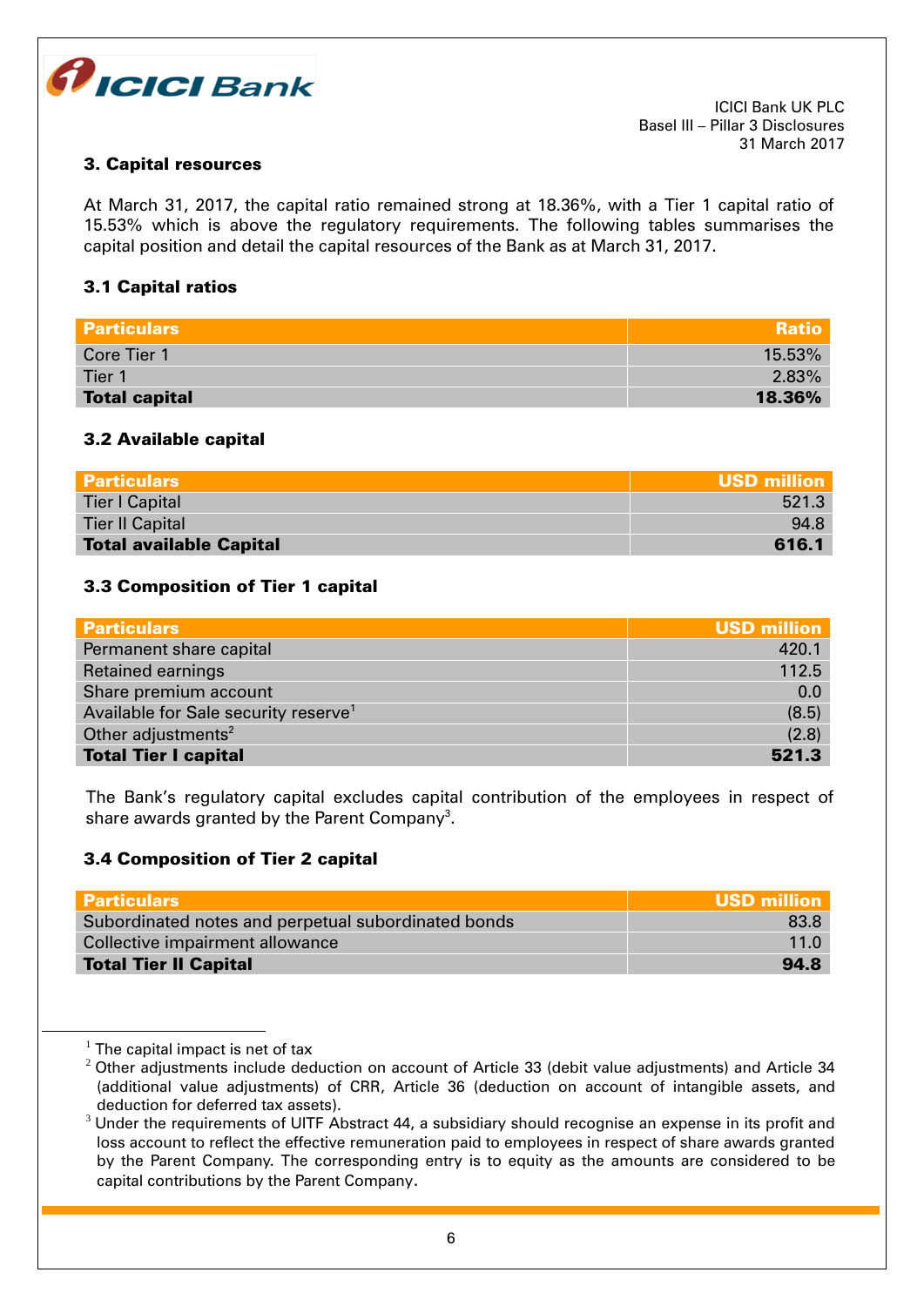## 3. Capital resources

At March 31, 2017, the capital ratio remained strong at 18.36%, with a Tier 1 capital ratio of 15.53% which is above the regulatory requirements. The following tables summarises the capital position and detail the capital resources of the Bank as at March 31, 2017.

### 3.1 Capital ratios

| Particulars | Ratio |
| --- | ---: |
| Core Tier 1 | 15.53% |
| Tier 1 | 2.83% |
| **Total capital** | **18.36%** |

### 3.2 Available capital

| Particulars | USD million |
| --- | ---: |
| Tier I Capital | 521.3 |
| Tier II Capital | 94.8 |
| **Total available Capital** | **616.1** |

### 3.3 Composition of Tier 1 capital

| Particulars | USD million |
| --- | ---: |
| Permanent share capital | 420.1 |
| Retained earnings | 112.5 |
| Share premium account | 0.0 |
| Available for Sale security reserve[1] | (8.5) |
| Other adjustments[2] | (2.8) |
| **Total Tier I capital** | **521.3** |

The Bank's regulatory capital excludes capital contribution of the employees in respect of share awards granted by the Parent Company[3].

### 3.4 Composition of Tier 2 capital

| Particulars | USD million |
| --- | ---: |
| Subordinated notes and perpetual subordinated bonds | 83.8 |
| Collective impairment allowance | 11.0 |
| **Total Tier II Capital** | **94.8** |

---

[1] The capital impact is net of tax

[2] Other adjustments include deduction on account of Article 33 (debit value adjustments) and Article 34 (additional value adjustments) of CRR, Article 36 (deduction on account of intangible assets, and deduction for deferred tax assets).

[3] Under the requirements of UITF Abstract 44, a subsidiary should recognise an expense in its profit and loss account to reflect the effective remuneration paid to employees in respect of share awards granted by the Parent Company. The corresponding entry is to equity as the amounts are considered to be capital contributions by the Parent Company.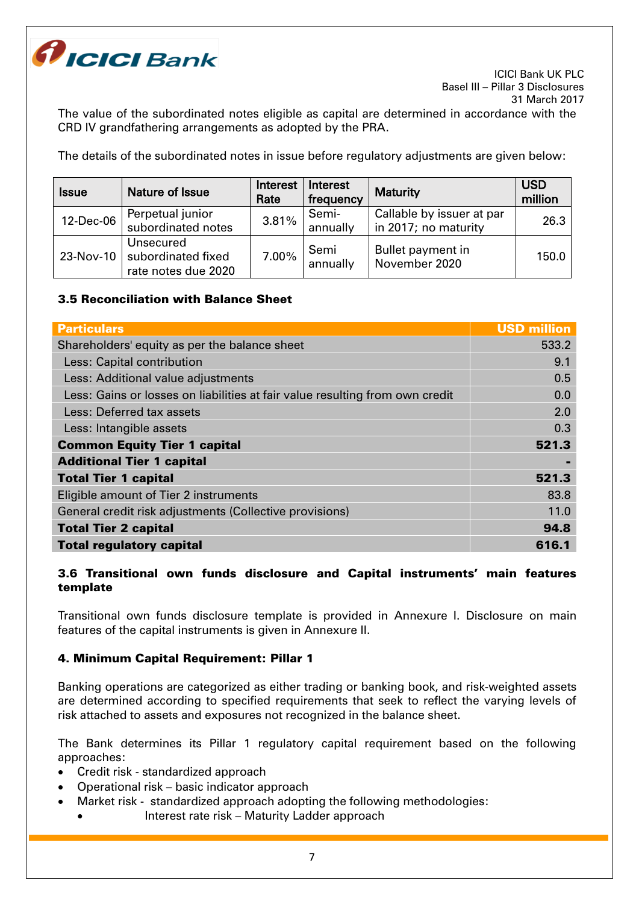The value of the subordinated notes eligible as capital are determined in accordance with the CRD IV grandfathering arrangements as adopted by the PRA.

The details of the subordinated notes in issue before regulatory adjustments are given below:

| Issue | Nature of Issue | Interest Rate | Interest frequency | Maturity | USD million |
|---|---|---|---|---|---|
| 12-Dec-06 | Perpetual junior subordinated notes | 3.81% | Semi-annually | Callable by issuer at par in 2017; no maturity | 26.3 |
| 23-Nov-10 | Unsecured subordinated fixed rate notes due 2020 | 7.00% | Semi annually | Bullet payment in November 2020 | 150.0 |

### 3.5 Reconciliation with Balance Sheet

| Particulars | USD million |
|---|---|
| Shareholders' equity as per the balance sheet | 533.2 |
| Less: Capital contribution | 9.1 |
| Less: Additional value adjustments | 0.5 |
| Less: Gains or losses on liabilities at fair value resulting from own credit | 0.0 |
| Less: Deferred tax assets | 2.0 |
| Less: Intangible assets | 0.3 |
| **Common Equity Tier 1 capital** | **521.3** |
| **Additional Tier 1 capital** | **-** |
| **Total Tier 1 capital** | **521.3** |
| Eligible amount of Tier 2 instruments | 83.8 |
| General credit risk adjustments (Collective provisions) | 11.0 |
| **Total Tier 2 capital** | **94.8** |
| **Total regulatory capital** | **616.1** |

### 3.6 Transitional own funds disclosure and Capital instruments' main features template

Transitional own funds disclosure template is provided in Annexure I. Disclosure on main features of the capital instruments is given in Annexure II.

## 4. Minimum Capital Requirement: Pillar 1

Banking operations are categorized as either trading or banking book, and risk-weighted assets are determined according to specified requirements that seek to reflect the varying levels of risk attached to assets and exposures not recognized in the balance sheet.

The Bank determines its Pillar 1 regulatory capital requirement based on the following approaches:

- Credit risk - standardized approach
- Operational risk – basic indicator approach
- Market risk - standardized approach adopting the following methodologies:
  - Interest rate risk – Maturity Ladder approach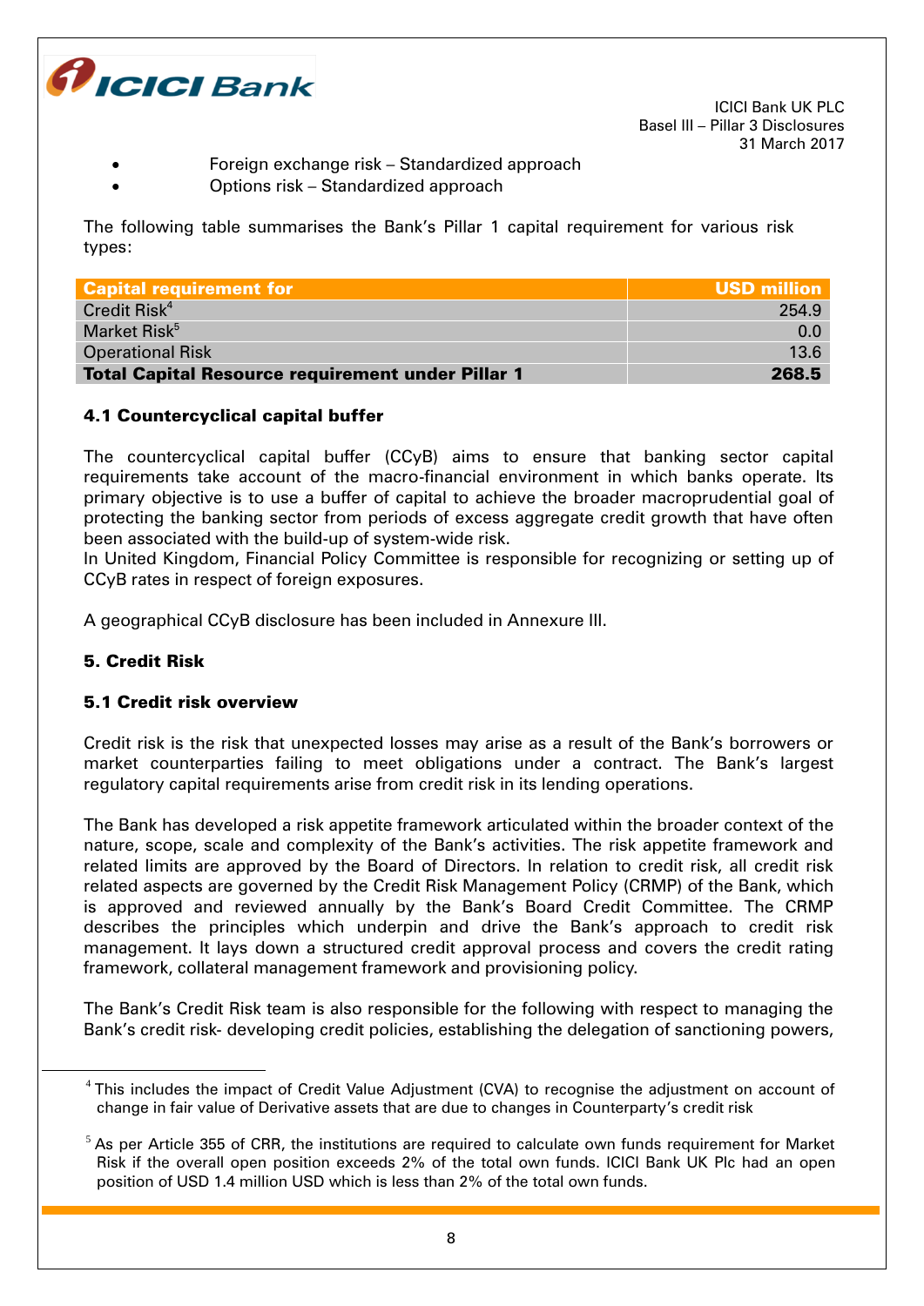- Foreign exchange risk – Standardized approach
- Options risk – Standardized approach

The following table summarises the Bank's Pillar 1 capital requirement for various risk types:

| Capital requirement for | USD million |
|---|---|
| Credit Risk[4] | 254.9 |
| Market Risk[5] | 0.0 |
| Operational Risk | 13.6 |
| **Total Capital Resource requirement under Pillar 1** | **268.5** |

### 4.1 Countercyclical capital buffer

The countercyclical capital buffer (CCyB) aims to ensure that banking sector capital requirements take account of the macro-financial environment in which banks operate. Its primary objective is to use a buffer of capital to achieve the broader macroprudential goal of protecting the banking sector from periods of excess aggregate credit growth that have often been associated with the build-up of system-wide risk.
In United Kingdom, Financial Policy Committee is responsible for recognizing or setting up of CCyB rates in respect of foreign exposures.

A geographical CCyB disclosure has been included in Annexure III.

## 5. Credit Risk

### 5.1 Credit risk overview

Credit risk is the risk that unexpected losses may arise as a result of the Bank's borrowers or market counterparties failing to meet obligations under a contract. The Bank's largest regulatory capital requirements arise from credit risk in its lending operations.

The Bank has developed a risk appetite framework articulated within the broader context of the nature, scope, scale and complexity of the Bank's activities. The risk appetite framework and related limits are approved by the Board of Directors. In relation to credit risk, all credit risk related aspects are governed by the Credit Risk Management Policy (CRMP) of the Bank, which is approved and reviewed annually by the Bank's Board Credit Committee. The CRMP describes the principles which underpin and drive the Bank's approach to credit risk management. It lays down a structured credit approval process and covers the credit rating framework, collateral management framework and provisioning policy.

The Bank's Credit Risk team is also responsible for the following with respect to managing the Bank's credit risk- developing credit policies, establishing the delegation of sanctioning powers,

---

[4] This includes the impact of Credit Value Adjustment (CVA) to recognise the adjustment on account of change in fair value of Derivative assets that are due to changes in Counterparty's credit risk

[5] As per Article 355 of CRR, the institutions are required to calculate own funds requirement for Market Risk if the overall open position exceeds 2% of the total own funds. ICICI Bank UK Plc had an open position of USD 1.4 million USD which is less than 2% of the total own funds.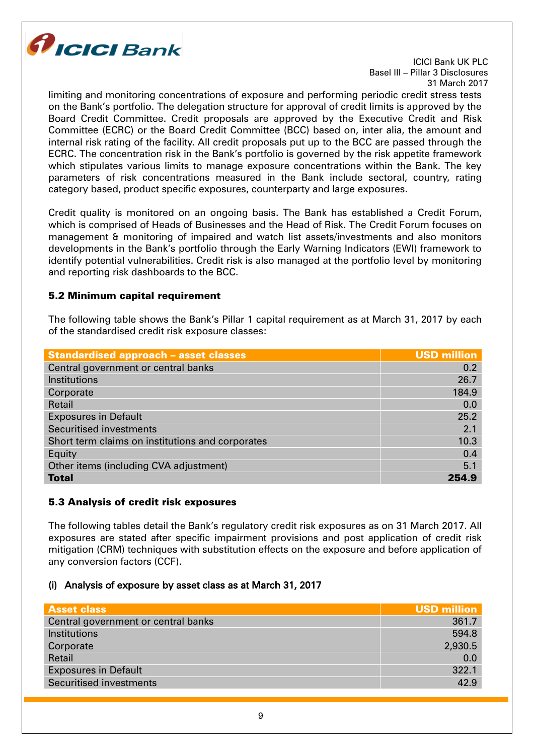limiting and monitoring concentrations of exposure and performing periodic credit stress tests on the Bank's portfolio. The delegation structure for approval of credit limits is approved by the Board Credit Committee. Credit proposals are approved by the Executive Credit and Risk Committee (ECRC) or the Board Credit Committee (BCC) based on, inter alia, the amount and internal risk rating of the facility. All credit proposals put up to the BCC are passed through the ECRC. The concentration risk in the Bank's portfolio is governed by the risk appetite framework which stipulates various limits to manage exposure concentrations within the Bank. The key parameters of risk concentrations measured in the Bank include sectoral, country, rating category based, product specific exposures, counterparty and large exposures.

Credit quality is monitored on an ongoing basis. The Bank has established a Credit Forum, which is comprised of Heads of Businesses and the Head of Risk. The Credit Forum focuses on management & monitoring of impaired and watch list assets/investments and also monitors developments in the Bank's portfolio through the Early Warning Indicators (EWI) framework to identify potential vulnerabilities. Credit risk is also managed at the portfolio level by monitoring and reporting risk dashboards to the BCC.

### 5.2 Minimum capital requirement

The following table shows the Bank's Pillar 1 capital requirement as at March 31, 2017 by each of the standardised credit risk exposure classes:

| Standardised approach – asset classes | USD million |
|---|---:|
| Central government or central banks | 0.2 |
| Institutions | 26.7 |
| Corporate | 184.9 |
| Retail | 0.0 |
| Exposures in Default | 25.2 |
| Securitised investments | 2.1 |
| Short term claims on institutions and corporates | 10.3 |
| Equity | 0.4 |
| Other items (including CVA adjustment) | 5.1 |
| **Total** | **254.9** |

### 5.3 Analysis of credit risk exposures

The following tables detail the Bank's regulatory credit risk exposures as on 31 March 2017. All exposures are stated after specific impairment provisions and post application of credit risk mitigation (CRM) techniques with substitution effects on the exposure and before application of any conversion factors (CCF).

#### (i) Analysis of exposure by asset class as at March 31, 2017

| Asset class | USD million |
|---|---:|
| Central government or central banks | 361.7 |
| Institutions | 594.8 |
| Corporate | 2,930.5 |
| Retail | 0.0 |
| Exposures in Default | 322.1 |
| Securitised investments | 42.9 |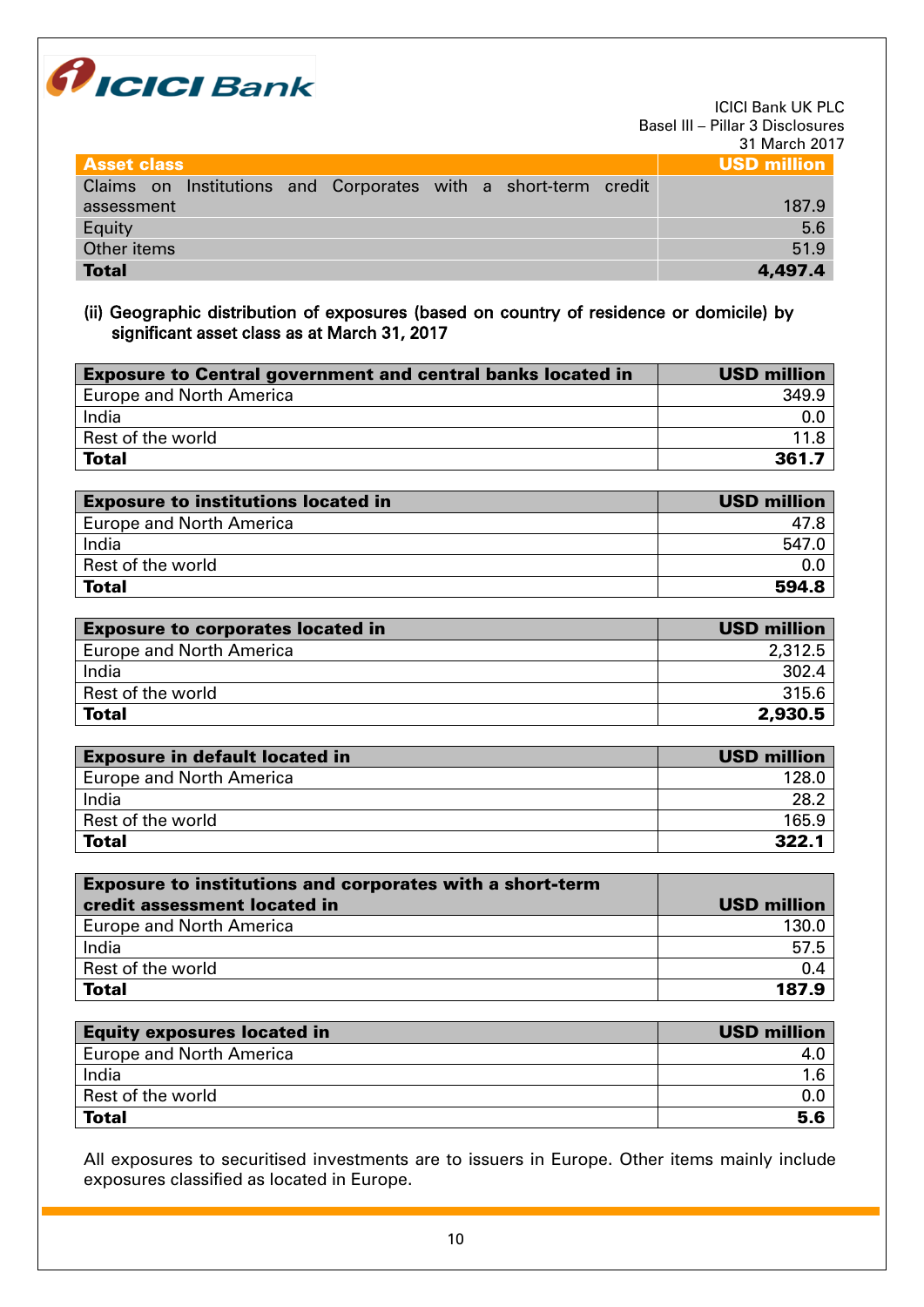| Asset class | USD million |
|---|---|
| Claims on Institutions and Corporates with a short-term credit assessment | 187.9 |
| Equity | 5.6 |
| Other items | 51.9 |
| **Total** | **4,497.4** |

**(ii) Geographic distribution of exposures (based on country of residence or domicile) by significant asset class as at March 31, 2017**

| Exposure to Central government and central banks located in | USD million |
|---|---|
| Europe and North America | 349.9 |
| India | 0.0 |
| Rest of the world | 11.8 |
| **Total** | **361.7** |

| Exposure to institutions located in | USD million |
|---|---|
| Europe and North America | 47.8 |
| India | 547.0 |
| Rest of the world | 0.0 |
| **Total** | **594.8** |

| Exposure to corporates located in | USD million |
|---|---|
| Europe and North America | 2,312.5 |
| India | 302.4 |
| Rest of the world | 315.6 |
| **Total** | **2,930.5** |

| Exposure in default located in | USD million |
|---|---|
| Europe and North America | 128.0 |
| India | 28.2 |
| Rest of the world | 165.9 |
| **Total** | **322.1** |

| Exposure to institutions and corporates with a short-term credit assessment located in | USD million |
|---|---|
| Europe and North America | 130.0 |
| India | 57.5 |
| Rest of the world | 0.4 |
| **Total** | **187.9** |

| Equity exposures located in | USD million |
|---|---|
| Europe and North America | 4.0 |
| India | 1.6 |
| Rest of the world | 0.0 |
| **Total** | **5.6** |

All exposures to securitised investments are to issuers in Europe. Other items mainly include exposures classified as located in Europe.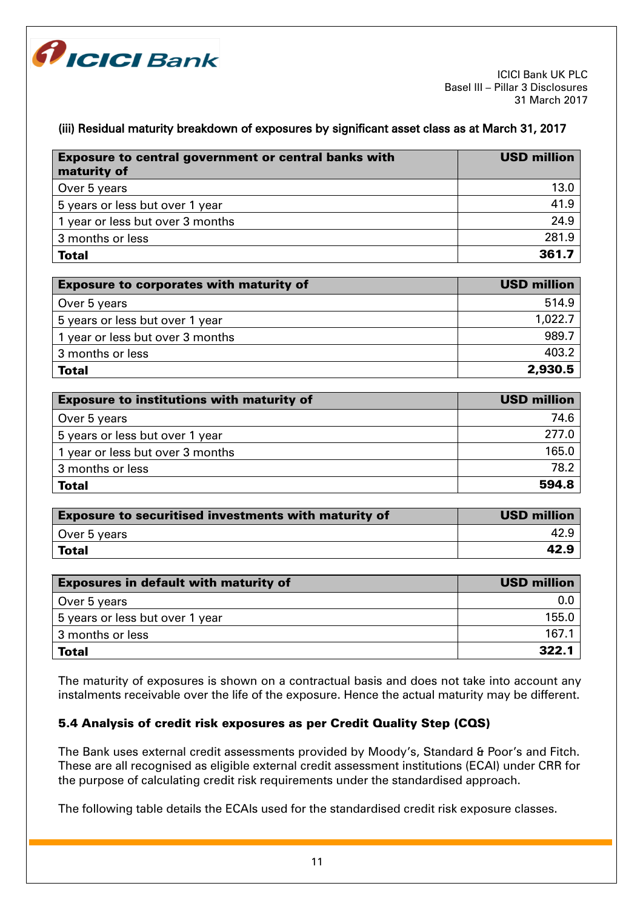(iii) Residual maturity breakdown of exposures by significant asset class as at March 31, 2017

| Exposure to central government or central banks with maturity of | USD million |
|---|---|
| Over 5 years | 13.0 |
| 5 years or less but over 1 year | 41.9 |
| 1 year or less but over 3 months | 24.9 |
| 3 months or less | 281.9 |
| **Total** | **361.7** |

| Exposure to corporates with maturity of | USD million |
|---|---|
| Over 5 years | 514.9 |
| 5 years or less but over 1 year | 1,022.7 |
| 1 year or less but over 3 months | 989.7 |
| 3 months or less | 403.2 |
| **Total** | **2,930.5** |

| Exposure to institutions with maturity of | USD million |
|---|---|
| Over 5 years | 74.6 |
| 5 years or less but over 1 year | 277.0 |
| 1 year or less but over 3 months | 165.0 |
| 3 months or less | 78.2 |
| **Total** | **594.8** |

| Exposure to securitised investments with maturity of | USD million |
|---|---|
| Over 5 years | 42.9 |
| **Total** | **42.9** |

| Exposures in default with maturity of | USD million |
|---|---|
| Over 5 years | 0.0 |
| 5 years or less but over 1 year | 155.0 |
| 3 months or less | 167.1 |
| **Total** | **322.1** |

The maturity of exposures is shown on a contractual basis and does not take into account any instalments receivable over the life of the exposure. Hence the actual maturity may be different.

### 5.4 Analysis of credit risk exposures as per Credit Quality Step (CQS)

The Bank uses external credit assessments provided by Moody's, Standard & Poor's and Fitch. These are all recognised as eligible external credit assessment institutions (ECAI) under CRR for the purpose of calculating credit risk requirements under the standardised approach.

The following table details the ECAIs used for the standardised credit risk exposure classes.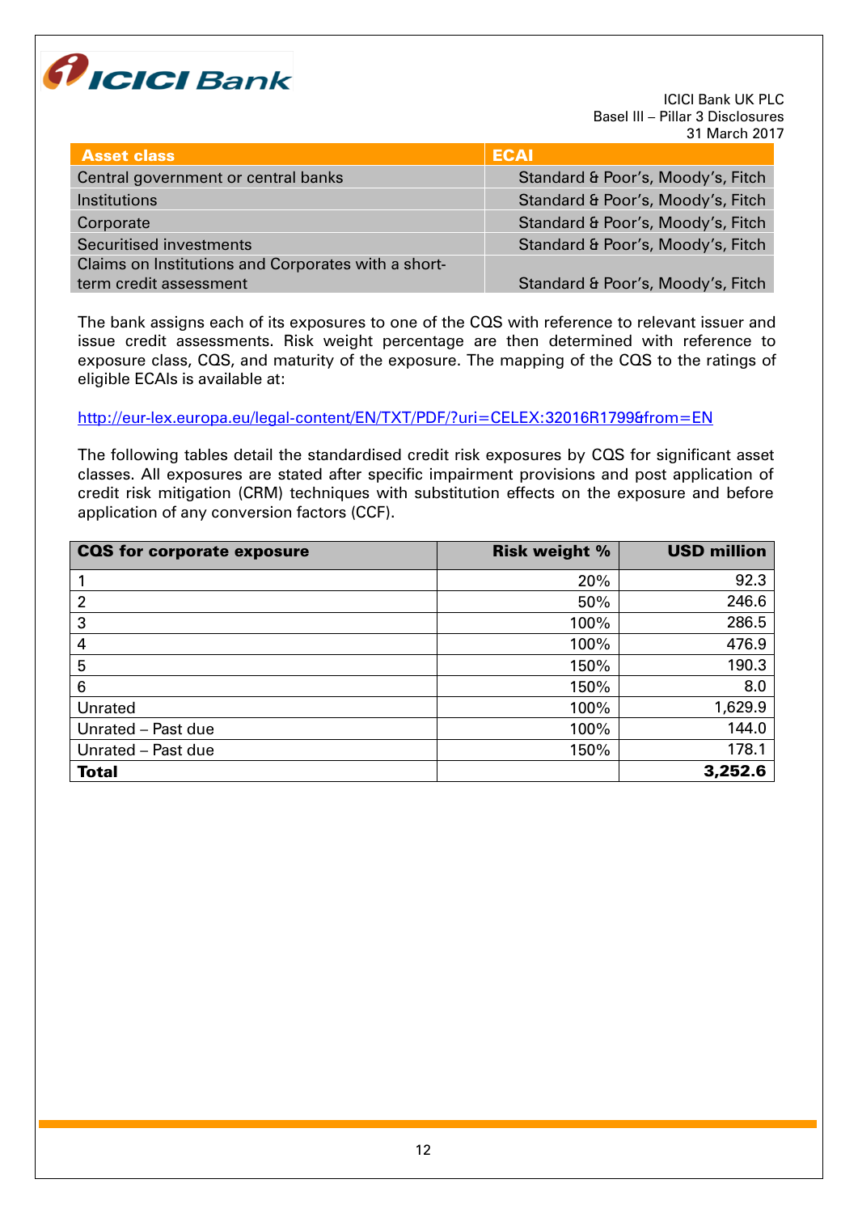| Asset class | ECAI |
|---|---|
| Central government or central banks | Standard & Poor's, Moody's, Fitch |
| Institutions | Standard & Poor's, Moody's, Fitch |
| Corporate | Standard & Poor's, Moody's, Fitch |
| Securitised investments | Standard & Poor's, Moody's, Fitch |
| Claims on Institutions and Corporates with a short-term credit assessment | Standard & Poor's, Moody's, Fitch |

The bank assigns each of its exposures to one of the CQS with reference to relevant issuer and issue credit assessments. Risk weight percentage are then determined with reference to exposure class, CQS, and maturity of the exposure. The mapping of the CQS to the ratings of eligible ECAIs is available at:

http://eur-lex.europa.eu/legal-content/EN/TXT/PDF/?uri=CELEX:32016R1799&from=EN

The following tables detail the standardised credit risk exposures by CQS for significant asset classes. All exposures are stated after specific impairment provisions and post application of credit risk mitigation (CRM) techniques with substitution effects on the exposure and before application of any conversion factors (CCF).

| CQS for corporate exposure | Risk weight % | USD million |
|---|---|---|
| 1 | 20% | 92.3 |
| 2 | 50% | 246.6 |
| 3 | 100% | 286.5 |
| 4 | 100% | 476.9 |
| 5 | 150% | 190.3 |
| 6 | 150% | 8.0 |
| Unrated | 100% | 1,629.9 |
| Unrated – Past due | 100% | 144.0 |
| Unrated – Past due | 150% | 178.1 |
| **Total** | | **3,252.6** |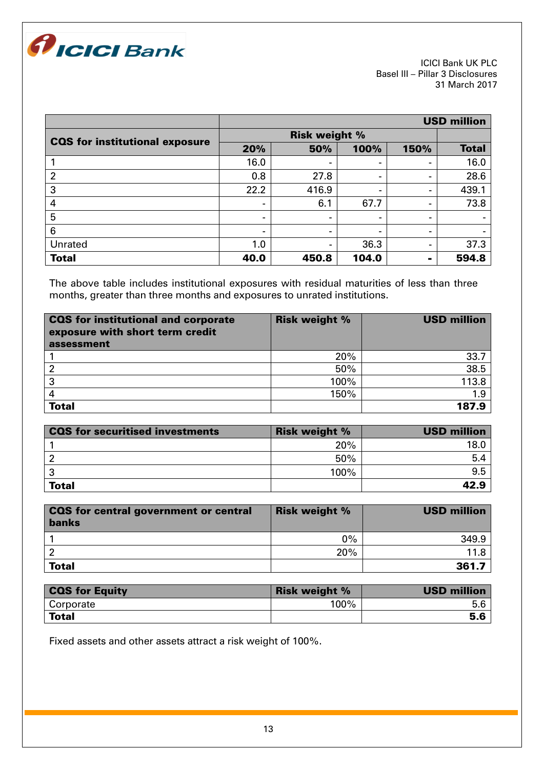| CQS for institutional exposure | USD million | | | | |
|---|---|---|---|---|---|
| | Risk weight % | | | | |
| | 20% | 50% | 100% | 150% | Total |
| 1 | 16.0 | - | - | - | 16.0 |
| 2 | 0.8 | 27.8 | - | - | 28.6 |
| 3 | 22.2 | 416.9 | - | - | 439.1 |
| 4 | - | 6.1 | 67.7 | - | 73.8 |
| 5 | - | - | - | - | - |
| 6 | - | - | - | - | - |
| Unrated | 1.0 | - | 36.3 | - | 37.3 |
| **Total** | **40.0** | **450.8** | **104.0** | **-** | **594.8** |

The above table includes institutional exposures with residual maturities of less than three months, greater than three months and exposures to unrated institutions.

| CQS for institutional and corporate exposure with short term credit assessment | Risk weight % | USD million |
|---|---|---|
| 1 | 20% | 33.7 |
| 2 | 50% | 38.5 |
| 3 | 100% | 113.8 |
| 4 | 150% | 1.9 |
| **Total** | | **187.9** |

| CQS for securitised investments | Risk weight % | USD million |
|---|---|---|
| 1 | 20% | 18.0 |
| 2 | 50% | 5.4 |
| 3 | 100% | 9.5 |
| **Total** | | **42.9** |

| CQS for central government or central banks | Risk weight % | USD million |
|---|---|---|
| 1 | 0% | 349.9 |
| 2 | 20% | 11.8 |
| **Total** | | **361.7** |

| CQS for Equity | Risk weight % | USD million |
|---|---|---|
| Corporate | 100% | 5.6 |
| **Total** | | **5.6** |

Fixed assets and other assets attract a risk weight of 100%.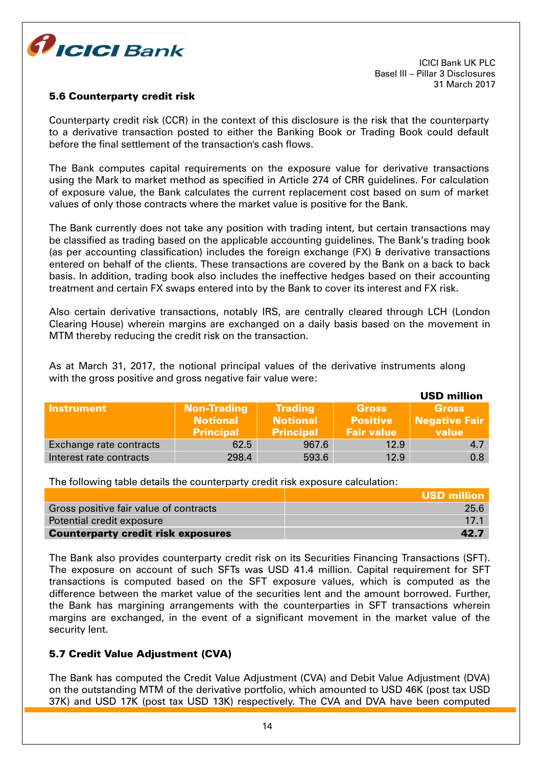### 5.6 Counterparty credit risk

Counterparty credit risk (CCR) in the context of this disclosure is the risk that the counterparty to a derivative transaction posted to either the Banking Book or Trading Book could default before the final settlement of the transaction's cash flows.

The Bank computes capital requirements on the exposure value for derivative transactions using the Mark to market method as specified in Article 274 of CRR guidelines. For calculation of exposure value, the Bank calculates the current replacement cost based on sum of market values of only those contracts where the market value is positive for the Bank.

The Bank currently does not take any position with trading intent, but certain transactions may be classified as trading based on the applicable accounting guidelines. The Bank's trading book (as per accounting classification) includes the foreign exchange (FX) & derivative transactions entered on behalf of the clients. These transactions are covered by the Bank on a back to back basis. In addition, trading book also includes the ineffective hedges based on their accounting treatment and certain FX swaps entered into by the Bank to cover its interest and FX risk.

Also certain derivative transactions, notably IRS, are centrally cleared through LCH (London Clearing House) wherein margins are exchanged on a daily basis based on the movement in MTM thereby reducing the credit risk on the transaction.

As at March 31, 2017, the notional principal values of the derivative instruments along with the gross positive and gross negative fair value were:

**USD million**

| Instrument | Non-Trading Notional Principal | Trading Notional Principal | Gross Positive Fair value | Gross Negative Fair value |
|---|---|---|---|---|
| Exchange rate contracts | 62.5 | 967.6 | 12.9 | 4.7 |
| Interest rate contracts | 298.4 | 593.6 | 12.9 | 0.8 |

The following table details the counterparty credit risk exposure calculation:

| | USD million |
|---|---|
| Gross positive fair value of contracts | 25.6 |
| Potential credit exposure | 17.1 |
| **Counterparty credit risk exposures** | **42.7** |

The Bank also provides counterparty credit risk on its Securities Financing Transactions (SFT). The exposure on account of such SFTs was USD 41.4 million. Capital requirement for SFT transactions is computed based on the SFT exposure values, which is computed as the difference between the market value of the securities lent and the amount borrowed. Further, the Bank has margining arrangements with the counterparties in SFT transactions wherein margins are exchanged, in the event of a significant movement in the market value of the security lent.

### 5.7 Credit Value Adjustment (CVA)

The Bank has computed the Credit Value Adjustment (CVA) and Debit Value Adjustment (DVA) on the outstanding MTM of the derivative portfolio, which amounted to USD 46K (post tax USD 37K) and USD 17K (post tax USD 13K) respectively. The CVA and DVA have been computed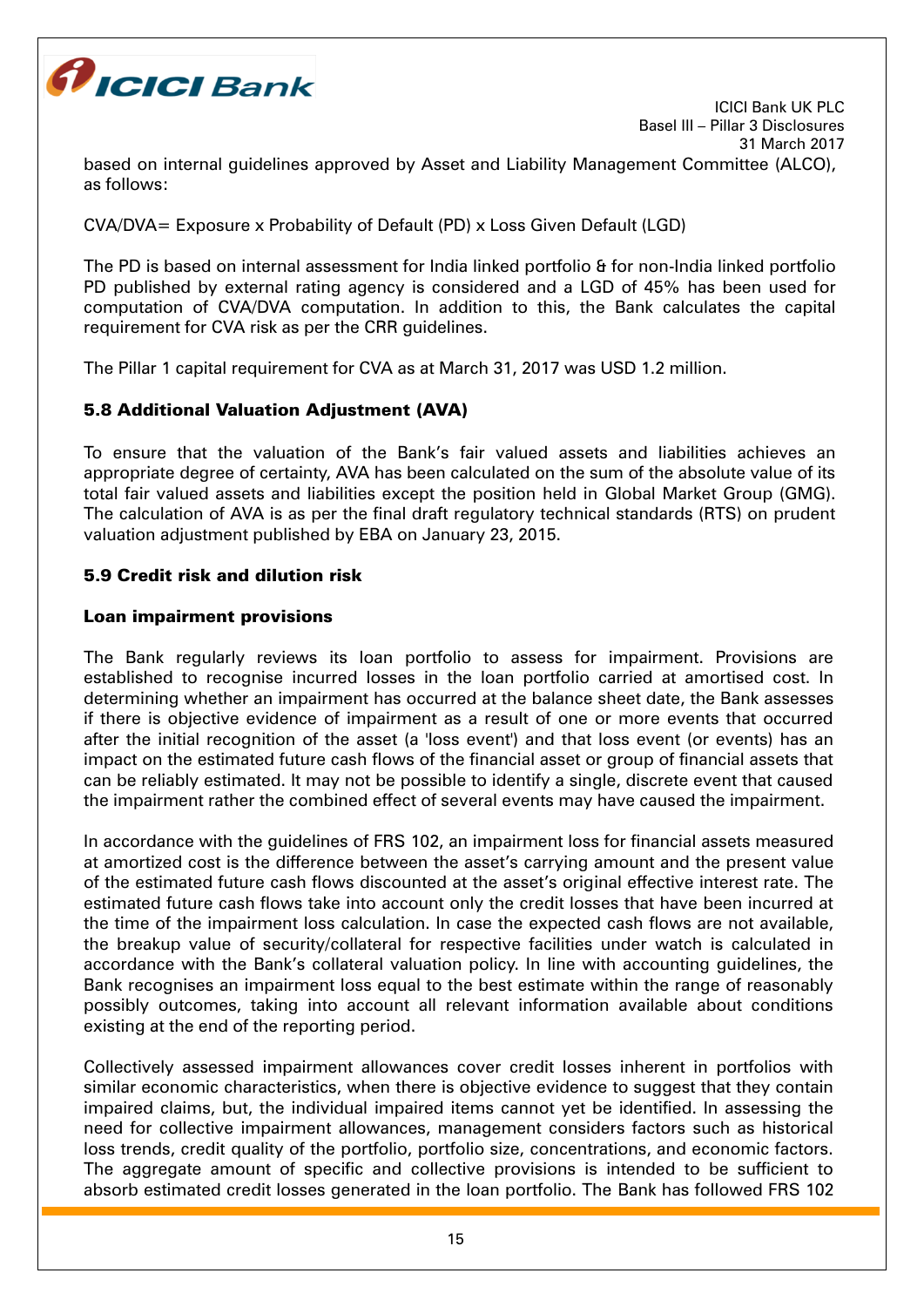based on internal guidelines approved by Asset and Liability Management Committee (ALCO), as follows:

CVA/DVA= Exposure x Probability of Default (PD) x Loss Given Default (LGD)

The PD is based on internal assessment for India linked portfolio & for non-India linked portfolio PD published by external rating agency is considered and a LGD of 45% has been used for computation of CVA/DVA computation. In addition to this, the Bank calculates the capital requirement for CVA risk as per the CRR guidelines.

The Pillar 1 capital requirement for CVA as at March 31, 2017 was USD 1.2 million.

### 5.8 Additional Valuation Adjustment (AVA)

To ensure that the valuation of the Bank's fair valued assets and liabilities achieves an appropriate degree of certainty, AVA has been calculated on the sum of the absolute value of its total fair valued assets and liabilities except the position held in Global Market Group (GMG). The calculation of AVA is as per the final draft regulatory technical standards (RTS) on prudent valuation adjustment published by EBA on January 23, 2015.

### 5.9 Credit risk and dilution risk

#### Loan impairment provisions

The Bank regularly reviews its loan portfolio to assess for impairment. Provisions are established to recognise incurred losses in the loan portfolio carried at amortised cost. In determining whether an impairment has occurred at the balance sheet date, the Bank assesses if there is objective evidence of impairment as a result of one or more events that occurred after the initial recognition of the asset (a 'loss event') and that loss event (or events) has an impact on the estimated future cash flows of the financial asset or group of financial assets that can be reliably estimated. It may not be possible to identify a single, discrete event that caused the impairment rather the combined effect of several events may have caused the impairment.

In accordance with the guidelines of FRS 102, an impairment loss for financial assets measured at amortized cost is the difference between the asset's carrying amount and the present value of the estimated future cash flows discounted at the asset's original effective interest rate. The estimated future cash flows take into account only the credit losses that have been incurred at the time of the impairment loss calculation. In case the expected cash flows are not available, the breakup value of security/collateral for respective facilities under watch is calculated in accordance with the Bank's collateral valuation policy. In line with accounting guidelines, the Bank recognises an impairment loss equal to the best estimate within the range of reasonably possibly outcomes, taking into account all relevant information available about conditions existing at the end of the reporting period.

Collectively assessed impairment allowances cover credit losses inherent in portfolios with similar economic characteristics, when there is objective evidence to suggest that they contain impaired claims, but, the individual impaired items cannot yet be identified. In assessing the need for collective impairment allowances, management considers factors such as historical loss trends, credit quality of the portfolio, portfolio size, concentrations, and economic factors. The aggregate amount of specific and collective provisions is intended to be sufficient to absorb estimated credit losses generated in the loan portfolio. The Bank has followed FRS 102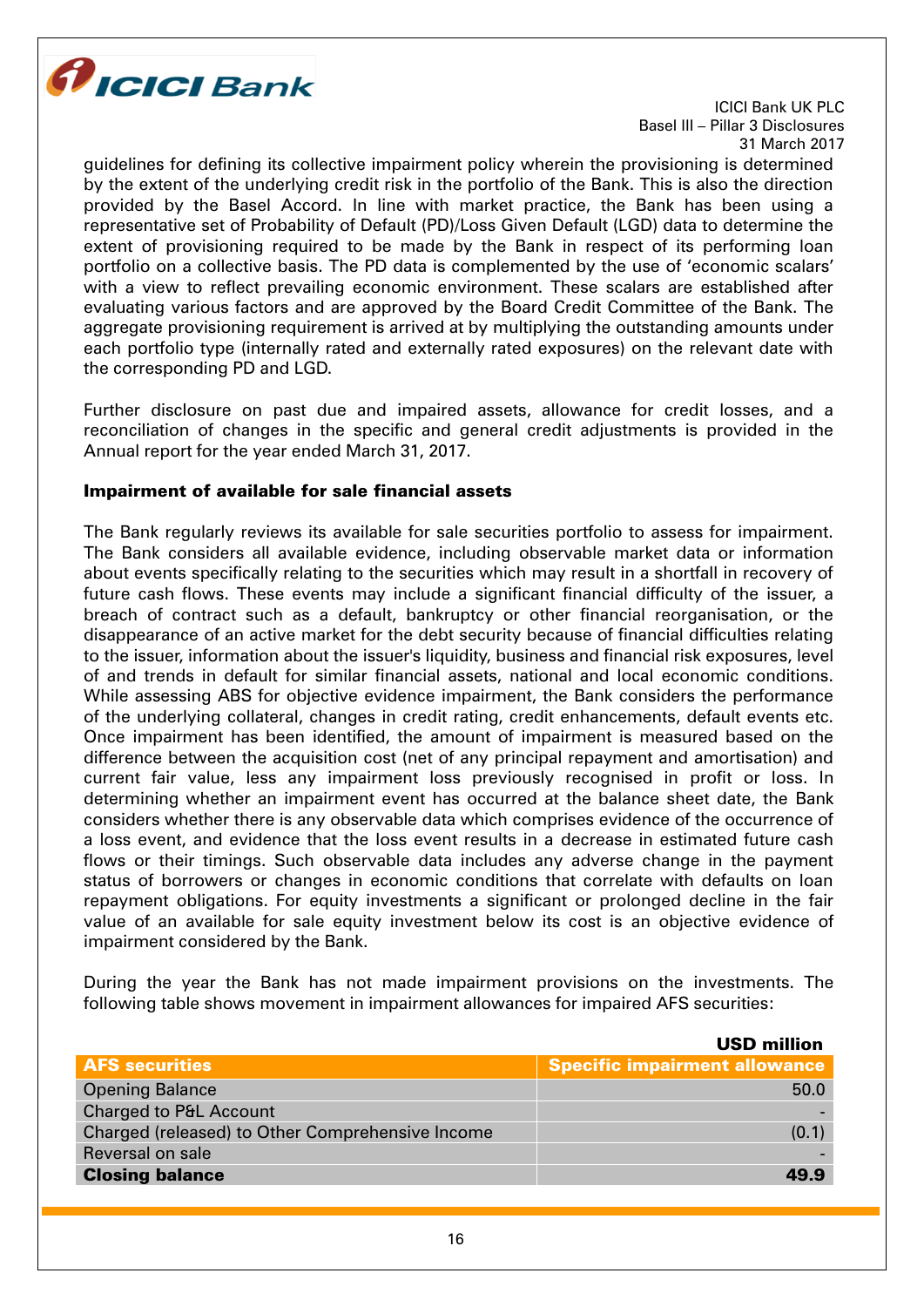guidelines for defining its collective impairment policy wherein the provisioning is determined by the extent of the underlying credit risk in the portfolio of the Bank. This is also the direction provided by the Basel Accord. In line with market practice, the Bank has been using a representative set of Probability of Default (PD)/Loss Given Default (LGD) data to determine the extent of provisioning required to be made by the Bank in respect of its performing loan portfolio on a collective basis. The PD data is complemented by the use of 'economic scalars' with a view to reflect prevailing economic environment. These scalars are established after evaluating various factors and are approved by the Board Credit Committee of the Bank. The aggregate provisioning requirement is arrived at by multiplying the outstanding amounts under each portfolio type (internally rated and externally rated exposures) on the relevant date with the corresponding PD and LGD.

Further disclosure on past due and impaired assets, allowance for credit losses, and a reconciliation of changes in the specific and general credit adjustments is provided in the Annual report for the year ended March 31, 2017.

### Impairment of available for sale financial assets

The Bank regularly reviews its available for sale securities portfolio to assess for impairment. The Bank considers all available evidence, including observable market data or information about events specifically relating to the securities which may result in a shortfall in recovery of future cash flows. These events may include a significant financial difficulty of the issuer, a breach of contract such as a default, bankruptcy or other financial reorganisation, or the disappearance of an active market for the debt security because of financial difficulties relating to the issuer, information about the issuer's liquidity, business and financial risk exposures, level of and trends in default for similar financial assets, national and local economic conditions. While assessing ABS for objective evidence impairment, the Bank considers the performance of the underlying collateral, changes in credit rating, credit enhancements, default events etc. Once impairment has been identified, the amount of impairment is measured based on the difference between the acquisition cost (net of any principal repayment and amortisation) and current fair value, less any impairment loss previously recognised in profit or loss. In determining whether an impairment event has occurred at the balance sheet date, the Bank considers whether there is any observable data which comprises evidence of the occurrence of a loss event, and evidence that the loss event results in a decrease in estimated future cash flows or their timings. Such observable data includes any adverse change in the payment status of borrowers or changes in economic conditions that correlate with defaults on loan repayment obligations. For equity investments a significant or prolonged decline in the fair value of an available for sale equity investment below its cost is an objective evidence of impairment considered by the Bank.

During the year the Bank has not made impairment provisions on the investments. The following table shows movement in impairment allowances for impaired AFS securities:

USD million

| AFS securities | Specific impairment allowance |
|---|---|
| Opening Balance | 50.0 |
| Charged to P&L Account | - |
| Charged (released) to Other Comprehensive Income | (0.1) |
| Reversal on sale | - |
| **Closing balance** | **49.9** |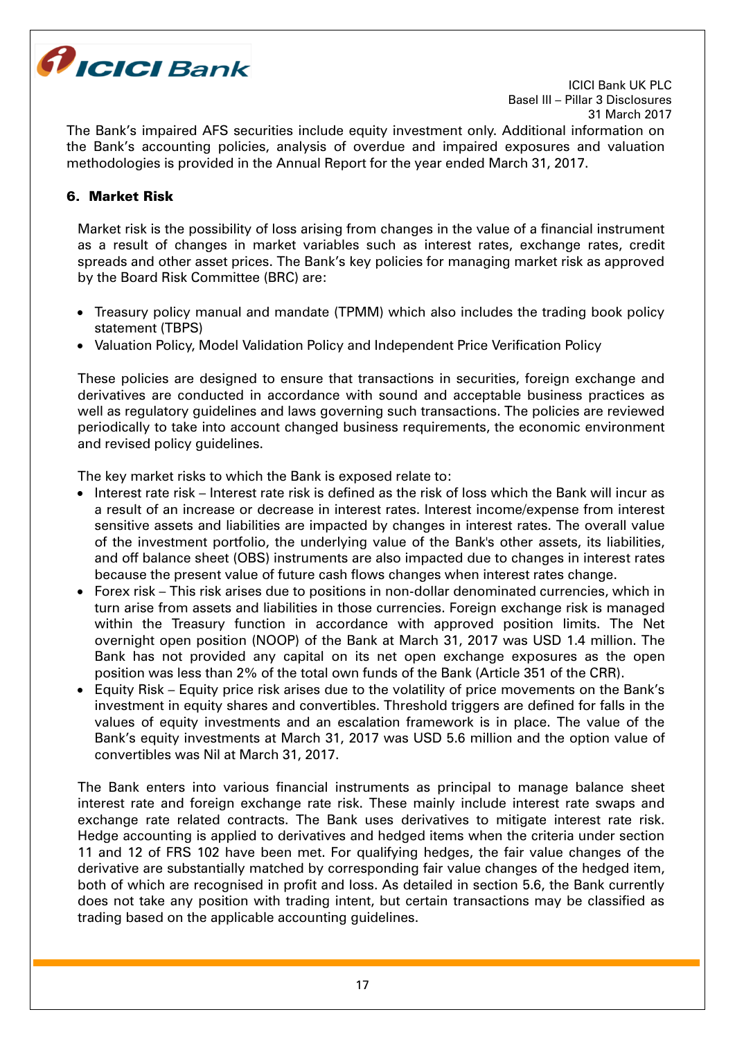The Bank's impaired AFS securities include equity investment only. Additional information on the Bank's accounting policies, analysis of overdue and impaired exposures and valuation methodologies is provided in the Annual Report for the year ended March 31, 2017.

## 6. Market Risk

Market risk is the possibility of loss arising from changes in the value of a financial instrument as a result of changes in market variables such as interest rates, exchange rates, credit spreads and other asset prices. The Bank's key policies for managing market risk as approved by the Board Risk Committee (BRC) are:

- Treasury policy manual and mandate (TPMM) which also includes the trading book policy statement (TBPS)
- Valuation Policy, Model Validation Policy and Independent Price Verification Policy

These policies are designed to ensure that transactions in securities, foreign exchange and derivatives are conducted in accordance with sound and acceptable business practices as well as regulatory guidelines and laws governing such transactions. The policies are reviewed periodically to take into account changed business requirements, the economic environment and revised policy guidelines.

The key market risks to which the Bank is exposed relate to:

- Interest rate risk – Interest rate risk is defined as the risk of loss which the Bank will incur as a result of an increase or decrease in interest rates. Interest income/expense from interest sensitive assets and liabilities are impacted by changes in interest rates. The overall value of the investment portfolio, the underlying value of the Bank's other assets, its liabilities, and off balance sheet (OBS) instruments are also impacted due to changes in interest rates because the present value of future cash flows changes when interest rates change.
- Forex risk – This risk arises due to positions in non-dollar denominated currencies, which in turn arise from assets and liabilities in those currencies. Foreign exchange risk is managed within the Treasury function in accordance with approved position limits. The Net overnight open position (NOOP) of the Bank at March 31, 2017 was USD 1.4 million. The Bank has not provided any capital on its net open exchange exposures as the open position was less than 2% of the total own funds of the Bank (Article 351 of the CRR).
- Equity Risk – Equity price risk arises due to the volatility of price movements on the Bank's investment in equity shares and convertibles. Threshold triggers are defined for falls in the values of equity investments and an escalation framework is in place. The value of the Bank's equity investments at March 31, 2017 was USD 5.6 million and the option value of convertibles was Nil at March 31, 2017.

The Bank enters into various financial instruments as principal to manage balance sheet interest rate and foreign exchange rate risk. These mainly include interest rate swaps and exchange rate related contracts. The Bank uses derivatives to mitigate interest rate risk. Hedge accounting is applied to derivatives and hedged items when the criteria under section 11 and 12 of FRS 102 have been met. For qualifying hedges, the fair value changes of the derivative are substantially matched by corresponding fair value changes of the hedged item, both of which are recognised in profit and loss. As detailed in section 5.6, the Bank currently does not take any position with trading intent, but certain transactions may be classified as trading based on the applicable accounting guidelines.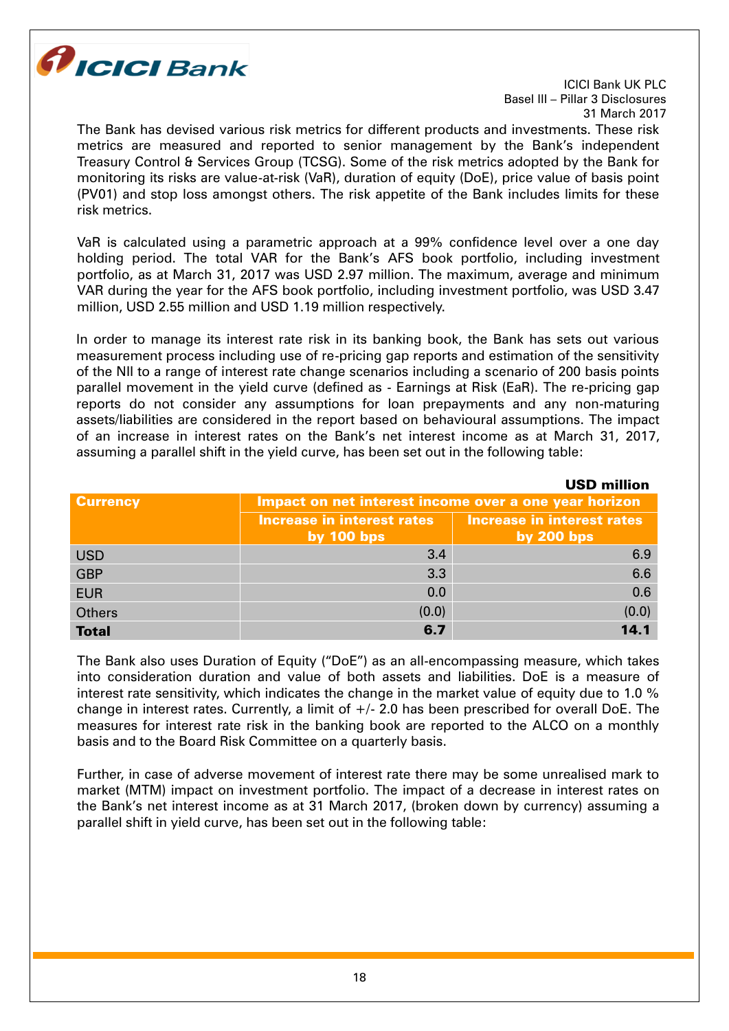The Bank has devised various risk metrics for different products and investments. These risk metrics are measured and reported to senior management by the Bank's independent Treasury Control & Services Group (TCSG). Some of the risk metrics adopted by the Bank for monitoring its risks are value-at-risk (VaR), duration of equity (DoE), price value of basis point (PV01) and stop loss amongst others. The risk appetite of the Bank includes limits for these risk metrics.

VaR is calculated using a parametric approach at a 99% confidence level over a one day holding period. The total VAR for the Bank's AFS book portfolio, including investment portfolio, as at March 31, 2017 was USD 2.97 million. The maximum, average and minimum VAR during the year for the AFS book portfolio, including investment portfolio, was USD 3.47 million, USD 2.55 million and USD 1.19 million respectively.

In order to manage its interest rate risk in its banking book, the Bank has sets out various measurement process including use of re-pricing gap reports and estimation of the sensitivity of the NII to a range of interest rate change scenarios including a scenario of 200 basis points parallel movement in the yield curve (defined as - Earnings at Risk (EaR). The re-pricing gap reports do not consider any assumptions for loan prepayments and any non-maturing assets/liabilities are considered in the report based on behavioural assumptions. The impact of an increase in interest rates on the Bank's net interest income as at March 31, 2017, assuming a parallel shift in the yield curve, has been set out in the following table:

**USD million**

| Currency | Impact on net interest income over a one year horizon | |
|---|---|---|
| | Increase in interest rates by 100 bps | Increase in interest rates by 200 bps |
| USD | 3.4 | 6.9 |
| GBP | 3.3 | 6.6 |
| EUR | 0.0 | 0.6 |
| Others | (0.0) | (0.0) |
| **Total** | **6.7** | **14.1** |

The Bank also uses Duration of Equity ("DoE") as an all-encompassing measure, which takes into consideration duration and value of both assets and liabilities. DoE is a measure of interest rate sensitivity, which indicates the change in the market value of equity due to 1.0 % change in interest rates. Currently, a limit of +/- 2.0 has been prescribed for overall DoE. The measures for interest rate risk in the banking book are reported to the ALCO on a monthly basis and to the Board Risk Committee on a quarterly basis.

Further, in case of adverse movement of interest rate there may be some unrealised mark to market (MTM) impact on investment portfolio. The impact of a decrease in interest rates on the Bank's net interest income as at 31 March 2017, (broken down by currency) assuming a parallel shift in yield curve, has been set out in the following table: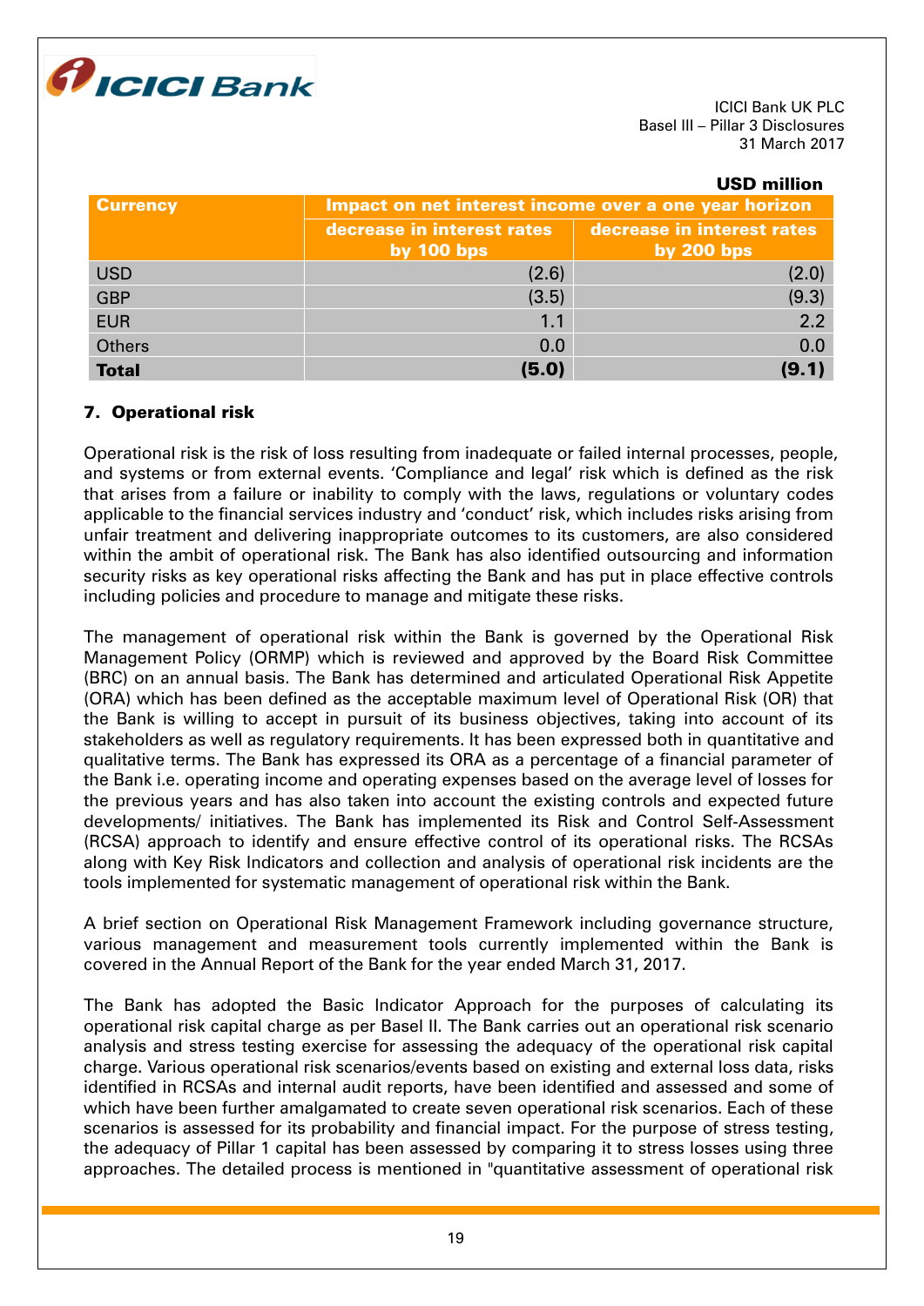USD million

| Currency | Impact on net interest income over a one year horizon | |
|---|---|---|
| | decrease in interest rates by 100 bps | decrease in interest rates by 200 bps |
| USD | (2.6) | (2.0) |
| GBP | (3.5) | (9.3) |
| EUR | 1.1 | 2.2 |
| Others | 0.0 | 0.0 |
| **Total** | **(5.0)** | **(9.1)** |

## 7. Operational risk

Operational risk is the risk of loss resulting from inadequate or failed internal processes, people, and systems or from external events. 'Compliance and legal' risk which is defined as the risk that arises from a failure or inability to comply with the laws, regulations or voluntary codes applicable to the financial services industry and 'conduct' risk, which includes risks arising from unfair treatment and delivering inappropriate outcomes to its customers, are also considered within the ambit of operational risk. The Bank has also identified outsourcing and information security risks as key operational risks affecting the Bank and has put in place effective controls including policies and procedure to manage and mitigate these risks.

The management of operational risk within the Bank is governed by the Operational Risk Management Policy (ORMP) which is reviewed and approved by the Board Risk Committee (BRC) on an annual basis. The Bank has determined and articulated Operational Risk Appetite (ORA) which has been defined as the acceptable maximum level of Operational Risk (OR) that the Bank is willing to accept in pursuit of its business objectives, taking into account of its stakeholders as well as regulatory requirements. It has been expressed both in quantitative and qualitative terms. The Bank has expressed its ORA as a percentage of a financial parameter of the Bank i.e. operating income and operating expenses based on the average level of losses for the previous years and has also taken into account the existing controls and expected future developments/ initiatives. The Bank has implemented its Risk and Control Self-Assessment (RCSA) approach to identify and ensure effective control of its operational risks. The RCSAs along with Key Risk Indicators and collection and analysis of operational risk incidents are the tools implemented for systematic management of operational risk within the Bank.

A brief section on Operational Risk Management Framework including governance structure, various management and measurement tools currently implemented within the Bank is covered in the Annual Report of the Bank for the year ended March 31, 2017.

The Bank has adopted the Basic Indicator Approach for the purposes of calculating its operational risk capital charge as per Basel II. The Bank carries out an operational risk scenario analysis and stress testing exercise for assessing the adequacy of the operational risk capital charge. Various operational risk scenarios/events based on existing and external loss data, risks identified in RCSAs and internal audit reports, have been identified and assessed and some of which have been further amalgamated to create seven operational risk scenarios. Each of these scenarios is assessed for its probability and financial impact. For the purpose of stress testing, the adequacy of Pillar 1 capital has been assessed by comparing it to stress losses using three approaches. The detailed process is mentioned in "quantitative assessment of operational risk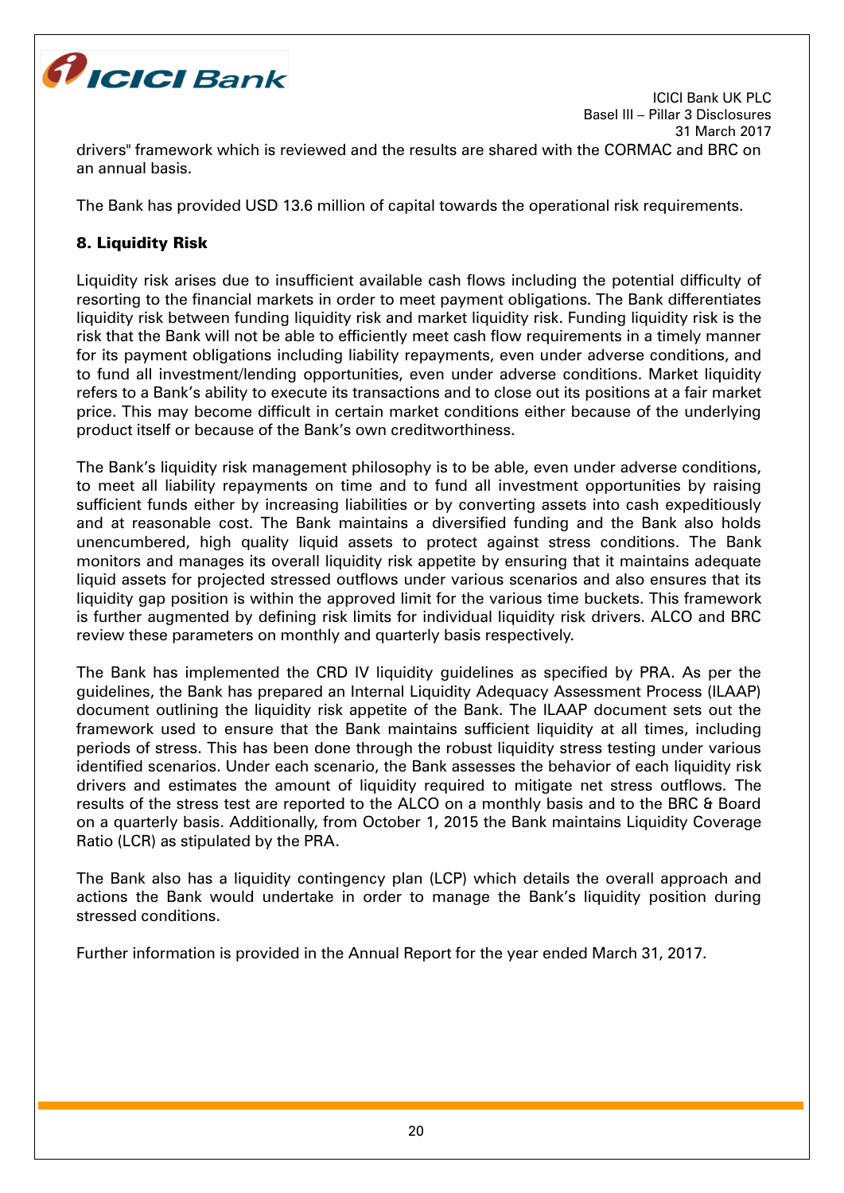drivers" framework which is reviewed and the results are shared with the CORMAC and BRC on an annual basis.

The Bank has provided USD 13.6 million of capital towards the operational risk requirements.

## 8. Liquidity Risk

Liquidity risk arises due to insufficient available cash flows including the potential difficulty of resorting to the financial markets in order to meet payment obligations. The Bank differentiates liquidity risk between funding liquidity risk and market liquidity risk. Funding liquidity risk is the risk that the Bank will not be able to efficiently meet cash flow requirements in a timely manner for its payment obligations including liability repayments, even under adverse conditions, and to fund all investment/lending opportunities, even under adverse conditions. Market liquidity refers to a Bank's ability to execute its transactions and to close out its positions at a fair market price. This may become difficult in certain market conditions either because of the underlying product itself or because of the Bank's own creditworthiness.

The Bank's liquidity risk management philosophy is to be able, even under adverse conditions, to meet all liability repayments on time and to fund all investment opportunities by raising sufficient funds either by increasing liabilities or by converting assets into cash expeditiously and at reasonable cost. The Bank maintains a diversified funding and the Bank also holds unencumbered, high quality liquid assets to protect against stress conditions. The Bank monitors and manages its overall liquidity risk appetite by ensuring that it maintains adequate liquid assets for projected stressed outflows under various scenarios and also ensures that its liquidity gap position is within the approved limit for the various time buckets. This framework is further augmented by defining risk limits for individual liquidity risk drivers. ALCO and BRC review these parameters on monthly and quarterly basis respectively.

The Bank has implemented the CRD IV liquidity guidelines as specified by PRA. As per the guidelines, the Bank has prepared an Internal Liquidity Adequacy Assessment Process (ILAAP) document outlining the liquidity risk appetite of the Bank. The ILAAP document sets out the framework used to ensure that the Bank maintains sufficient liquidity at all times, including periods of stress. This has been done through the robust liquidity stress testing under various identified scenarios. Under each scenario, the Bank assesses the behavior of each liquidity risk drivers and estimates the amount of liquidity required to mitigate net stress outflows. The results of the stress test are reported to the ALCO on a monthly basis and to the BRC & Board on a quarterly basis. Additionally, from October 1, 2015 the Bank maintains Liquidity Coverage Ratio (LCR) as stipulated by the PRA.

The Bank also has a liquidity contingency plan (LCP) which details the overall approach and actions the Bank would undertake in order to manage the Bank's liquidity position during stressed conditions.

Further information is provided in the Annual Report for the year ended March 31, 2017.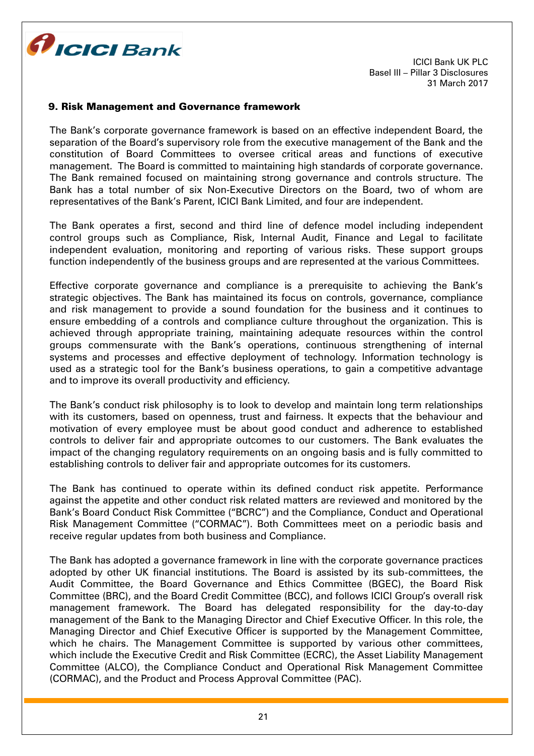## 9. Risk Management and Governance framework

The Bank's corporate governance framework is based on an effective independent Board, the separation of the Board's supervisory role from the executive management of the Bank and the constitution of Board Committees to oversee critical areas and functions of executive management. The Board is committed to maintaining high standards of corporate governance. The Bank remained focused on maintaining strong governance and controls structure. The Bank has a total number of six Non-Executive Directors on the Board, two of whom are representatives of the Bank's Parent, ICICI Bank Limited, and four are independent.

The Bank operates a first, second and third line of defence model including independent control groups such as Compliance, Risk, Internal Audit, Finance and Legal to facilitate independent evaluation, monitoring and reporting of various risks. These support groups function independently of the business groups and are represented at the various Committees.

Effective corporate governance and compliance is a prerequisite to achieving the Bank's strategic objectives. The Bank has maintained its focus on controls, governance, compliance and risk management to provide a sound foundation for the business and it continues to ensure embedding of a controls and compliance culture throughout the organization. This is achieved through appropriate training, maintaining adequate resources within the control groups commensurate with the Bank's operations, continuous strengthening of internal systems and processes and effective deployment of technology. Information technology is used as a strategic tool for the Bank's business operations, to gain a competitive advantage and to improve its overall productivity and efficiency.

The Bank's conduct risk philosophy is to look to develop and maintain long term relationships with its customers, based on openness, trust and fairness. It expects that the behaviour and motivation of every employee must be about good conduct and adherence to established controls to deliver fair and appropriate outcomes to our customers. The Bank evaluates the impact of the changing regulatory requirements on an ongoing basis and is fully committed to establishing controls to deliver fair and appropriate outcomes for its customers.

The Bank has continued to operate within its defined conduct risk appetite. Performance against the appetite and other conduct risk related matters are reviewed and monitored by the Bank's Board Conduct Risk Committee ("BCRC") and the Compliance, Conduct and Operational Risk Management Committee ("CORMAC"). Both Committees meet on a periodic basis and receive regular updates from both business and Compliance.

The Bank has adopted a governance framework in line with the corporate governance practices adopted by other UK financial institutions. The Board is assisted by its sub-committees, the Audit Committee, the Board Governance and Ethics Committee (BGEC), the Board Risk Committee (BRC), and the Board Credit Committee (BCC), and follows ICICI Group's overall risk management framework. The Board has delegated responsibility for the day-to-day management of the Bank to the Managing Director and Chief Executive Officer. In this role, the Managing Director and Chief Executive Officer is supported by the Management Committee, which he chairs. The Management Committee is supported by various other committees, which include the Executive Credit and Risk Committee (ECRC), the Asset Liability Management Committee (ALCO), the Compliance Conduct and Operational Risk Management Committee (CORMAC), and the Product and Process Approval Committee (PAC).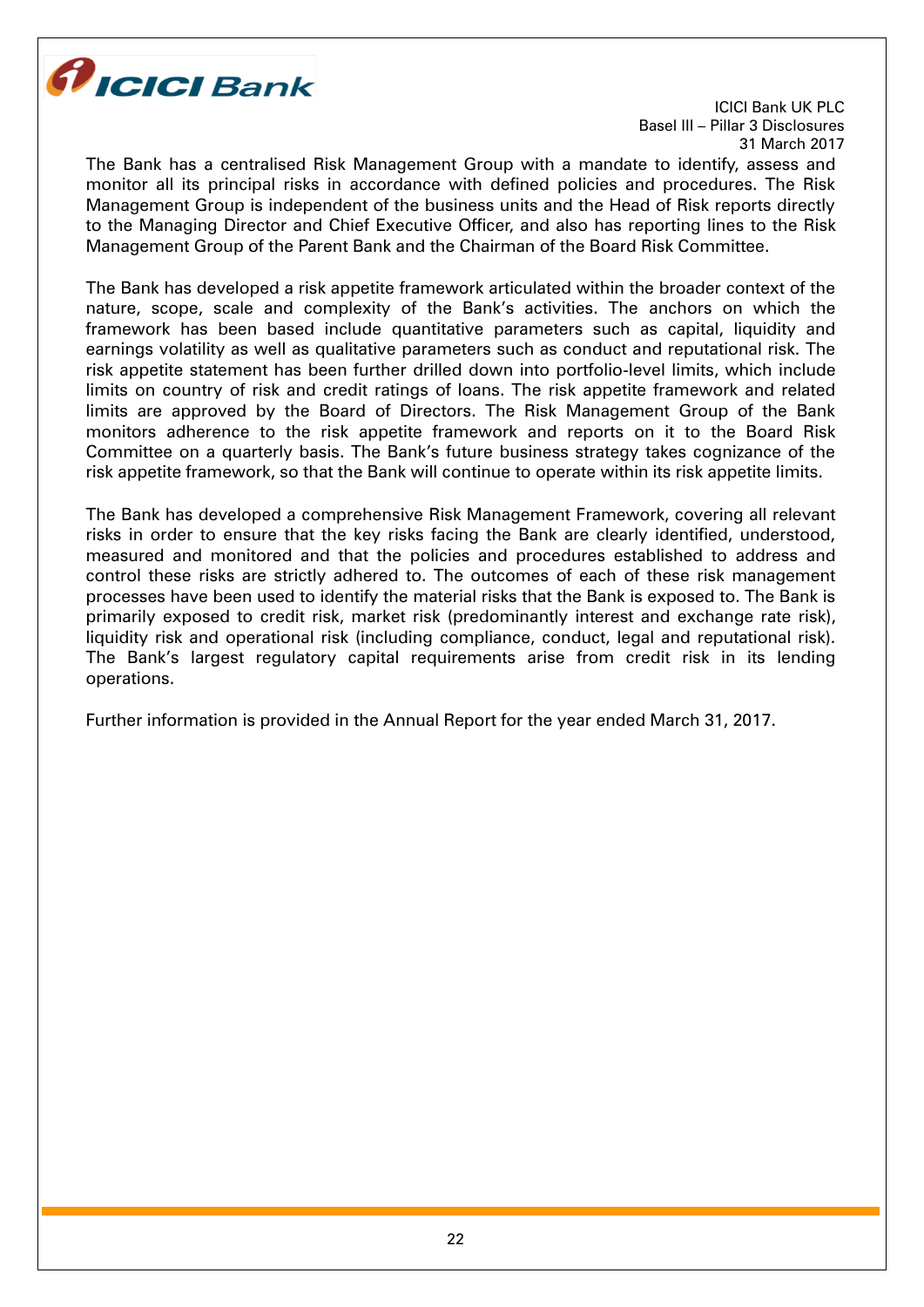The Bank has a centralised Risk Management Group with a mandate to identify, assess and monitor all its principal risks in accordance with defined policies and procedures. The Risk Management Group is independent of the business units and the Head of Risk reports directly to the Managing Director and Chief Executive Officer, and also has reporting lines to the Risk Management Group of the Parent Bank and the Chairman of the Board Risk Committee.

The Bank has developed a risk appetite framework articulated within the broader context of the nature, scope, scale and complexity of the Bank's activities. The anchors on which the framework has been based include quantitative parameters such as capital, liquidity and earnings volatility as well as qualitative parameters such as conduct and reputational risk. The risk appetite statement has been further drilled down into portfolio-level limits, which include limits on country of risk and credit ratings of loans. The risk appetite framework and related limits are approved by the Board of Directors. The Risk Management Group of the Bank monitors adherence to the risk appetite framework and reports on it to the Board Risk Committee on a quarterly basis. The Bank's future business strategy takes cognizance of the risk appetite framework, so that the Bank will continue to operate within its risk appetite limits.

The Bank has developed a comprehensive Risk Management Framework, covering all relevant risks in order to ensure that the key risks facing the Bank are clearly identified, understood, measured and monitored and that the policies and procedures established to address and control these risks are strictly adhered to. The outcomes of each of these risk management processes have been used to identify the material risks that the Bank is exposed to. The Bank is primarily exposed to credit risk, market risk (predominantly interest and exchange rate risk), liquidity risk and operational risk (including compliance, conduct, legal and reputational risk). The Bank's largest regulatory capital requirements arise from credit risk in its lending operations.

Further information is provided in the Annual Report for the year ended March 31, 2017.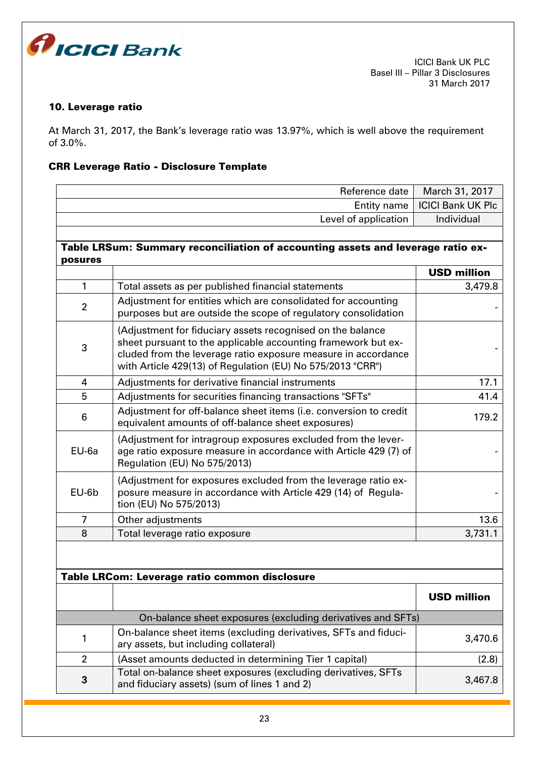## 10. Leverage ratio

At March 31, 2017, the Bank's leverage ratio was 13.97%, which is well above the requirement of 3.0%.

### CRR Leverage Ratio - Disclosure Template

| | |
|---|---|
| Reference date | March 31, 2017 |
| Entity name | ICICI Bank UK Plc |
| Level of application | Individual |

**Table LRSum: Summary reconciliation of accounting assets and leverage ratio exposures**

| | | USD million |
|---|---|---|
| 1 | Total assets as per published financial statements | 3,479.8 |
| 2 | Adjustment for entities which are consolidated for accounting purposes but are outside the scope of regulatory consolidation | - |
| 3 | (Adjustment for fiduciary assets recognised on the balance sheet pursuant to the applicable accounting framework but excluded from the leverage ratio exposure measure in accordance with Article 429(13) of Regulation (EU) No 575/2013 "CRR") | - |
| 4 | Adjustments for derivative financial instruments | 17.1 |
| 5 | Adjustments for securities financing transactions "SFTs" | 41.4 |
| 6 | Adjustment for off-balance sheet items (i.e. conversion to credit equivalent amounts of off-balance sheet exposures) | 179.2 |
| EU-6a | (Adjustment for intragroup exposures excluded from the leverage ratio exposure measure in accordance with Article 429 (7) of Regulation (EU) No 575/2013) | - |
| EU-6b | (Adjustment for exposures excluded from the leverage ratio exposure measure in accordance with Article 429 (14) of Regulation (EU) No 575/2013) | - |
| 7 | Other adjustments | 13.6 |
| 8 | Total leverage ratio exposure | 3,731.1 |

**Table LRCom: Leverage ratio common disclosure**

| | | USD million |
|---|---|---|
| | On-balance sheet exposures (excluding derivatives and SFTs) | |
| 1 | On-balance sheet items (excluding derivatives, SFTs and fiduciary assets, but including collateral) | 3,470.6 |
| 2 | (Asset amounts deducted in determining Tier 1 capital) | (2.8) |
| **3** | Total on-balance sheet exposures (excluding derivatives, SFTs and fiduciary assets) (sum of lines 1 and 2) | 3,467.8 |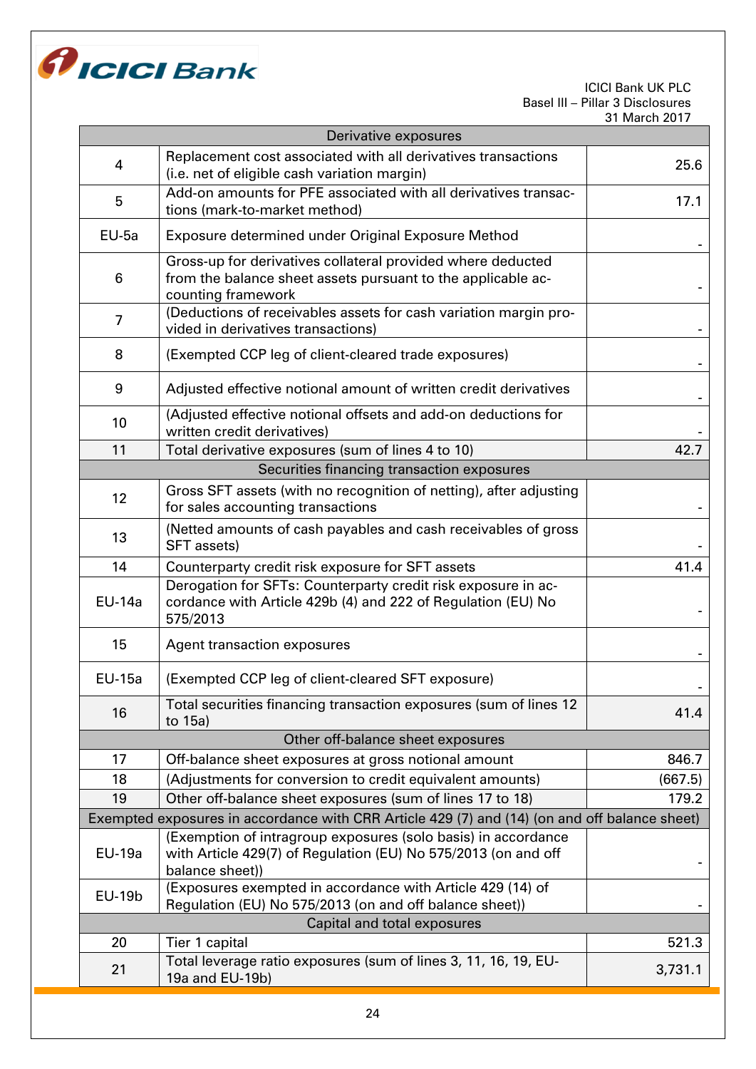| | | |
|---|---|---|
| | **Derivative exposures** | |
| 4 | Replacement cost associated with all derivatives transactions (i.e. net of eligible cash variation margin) | 25.6 |
| 5 | Add-on amounts for PFE associated with all derivatives transactions (mark-to-market method) | 17.1 |
| EU-5a | Exposure determined under Original Exposure Method | - |
| 6 | Gross-up for derivatives collateral provided where deducted from the balance sheet assets pursuant to the applicable accounting framework | - |
| 7 | (Deductions of receivables assets for cash variation margin provided in derivatives transactions) | - |
| 8 | (Exempted CCP leg of client-cleared trade exposures) | - |
| 9 | Adjusted effective notional amount of written credit derivatives | - |
| 10 | (Adjusted effective notional offsets and add-on deductions for written credit derivatives) | - |
| 11 | Total derivative exposures (sum of lines 4 to 10) | 42.7 |
| | **Securities financing transaction exposures** | |
| 12 | Gross SFT assets (with no recognition of netting), after adjusting for sales accounting transactions | - |
| 13 | (Netted amounts of cash payables and cash receivables of gross SFT assets) | - |
| 14 | Counterparty credit risk exposure for SFT assets | 41.4 |
| EU-14a | Derogation for SFTs: Counterparty credit risk exposure in accordance with Article 429b (4) and 222 of Regulation (EU) No 575/2013 | - |
| 15 | Agent transaction exposures | - |
| EU-15a | (Exempted CCP leg of client-cleared SFT exposure) | - |
| 16 | Total securities financing transaction exposures (sum of lines 12 to 15a) | 41.4 |
| | **Other off-balance sheet exposures** | |
| 17 | Off-balance sheet exposures at gross notional amount | 846.7 |
| 18 | (Adjustments for conversion to credit equivalent amounts) | (667.5) |
| 19 | Other off-balance sheet exposures (sum of lines 17 to 18) | 179.2 |
| | **Exempted exposures in accordance with CRR Article 429 (7) and (14) (on and off balance sheet)** | |
| EU-19a | (Exemption of intragroup exposures (solo basis) in accordance with Article 429(7) of Regulation (EU) No 575/2013 (on and off balance sheet)) | - |
| EU-19b | (Exposures exempted in accordance with Article 429 (14) of Regulation (EU) No 575/2013 (on and off balance sheet)) | - |
| | **Capital and total exposures** | |
| 20 | Tier 1 capital | 521.3 |
| 21 | Total leverage ratio exposures (sum of lines 3, 11, 16, 19, EU-19a and EU-19b) | 3,731.1 |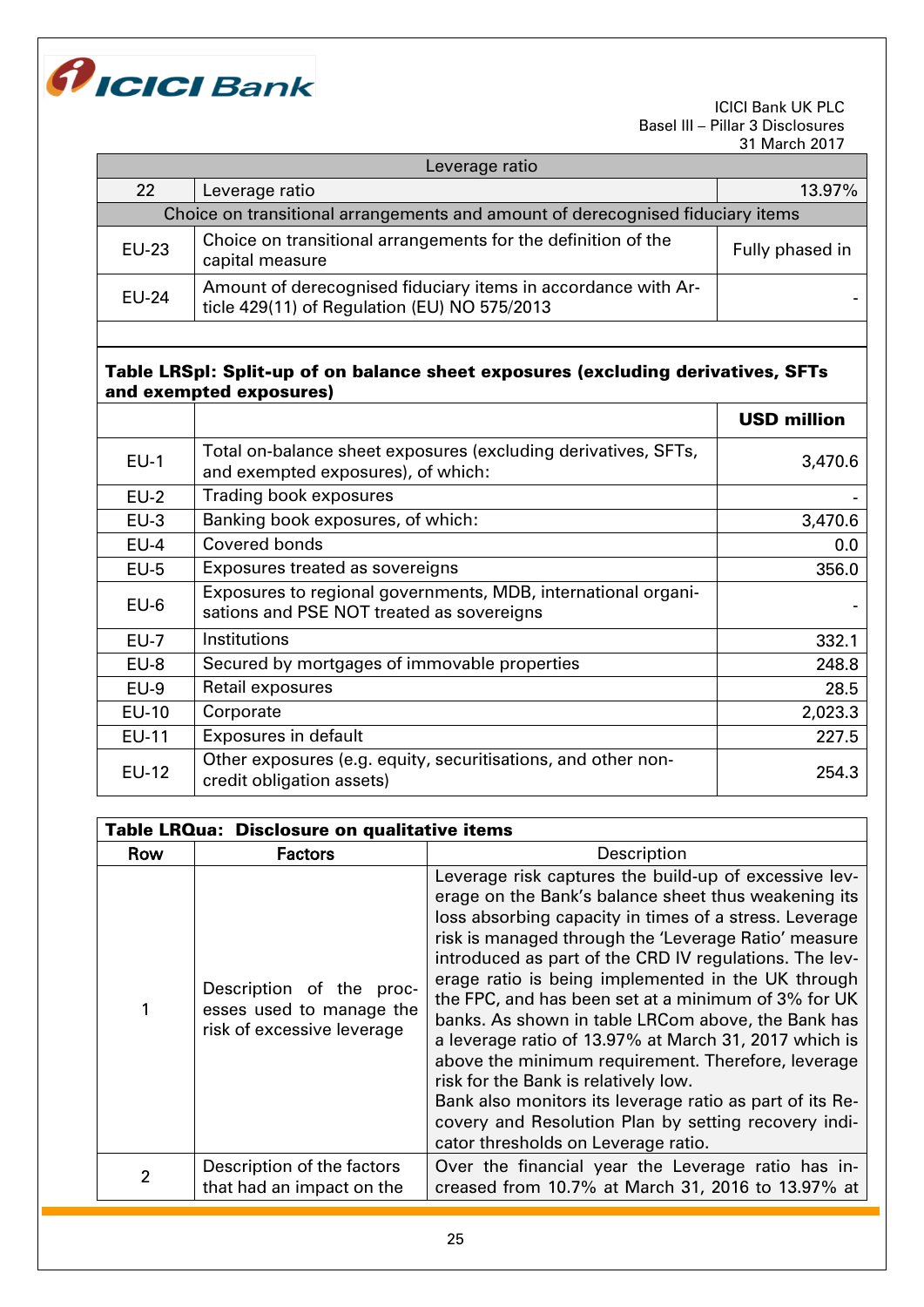| | | |
|---|---|---|
| **Leverage ratio** | | |
| 22 | Leverage ratio | 13.97% |
| **Choice on transitional arrangements and amount of derecognised fiduciary items** | | |
| EU-23 | Choice on transitional arrangements for the definition of the capital measure | Fully phased in |
| EU-24 | Amount of derecognised fiduciary items in accordance with Article 429(11) of Regulation (EU) NO 575/2013 | - |

**Table LRSpl: Split-up of on balance sheet exposures (excluding derivatives, SFTs and exempted exposures)**

| | | **USD million** |
|---|---|---|
| EU-1 | Total on-balance sheet exposures (excluding derivatives, SFTs, and exempted exposures), of which: | 3,470.6 |
| EU-2 | Trading book exposures | - |
| EU-3 | Banking book exposures, of which: | 3,470.6 |
| EU-4 | Covered bonds | 0.0 |
| EU-5 | Exposures treated as sovereigns | 356.0 |
| EU-6 | Exposures to regional governments, MDB, international organisations and PSE NOT treated as sovereigns | - |
| EU-7 | Institutions | 332.1 |
| EU-8 | Secured by mortgages of immovable properties | 248.8 |
| EU-9 | Retail exposures | 28.5 |
| EU-10 | Corporate | 2,023.3 |
| EU-11 | Exposures in default | 227.5 |
| EU-12 | Other exposures (e.g. equity, securitisations, and other non-credit obligation assets) | 254.3 |

**Table LRQua: Disclosure on qualitative items**

| Row | Factors | Description |
|---|---|---|
| 1 | Description of the processes used to manage the risk of excessive leverage | Leverage risk captures the build-up of excessive leverage on the Bank's balance sheet thus weakening its loss absorbing capacity in times of a stress. Leverage risk is managed through the 'Leverage Ratio' measure introduced as part of the CRD IV regulations. The leverage ratio is being implemented in the UK through the FPC, and has been set at a minimum of 3% for UK banks. As shown in table LRCom above, the Bank has a leverage ratio of 13.97% at March 31, 2017 which is above the minimum requirement. Therefore, leverage risk for the Bank is relatively low.<br>Bank also monitors its leverage ratio as part of its Recovery and Resolution Plan by setting recovery indicator thresholds on Leverage ratio. |
| 2 | Description of the factors that had an impact on the | Over the financial year the Leverage ratio has increased from 10.7% at March 31, 2016 to 13.97% at |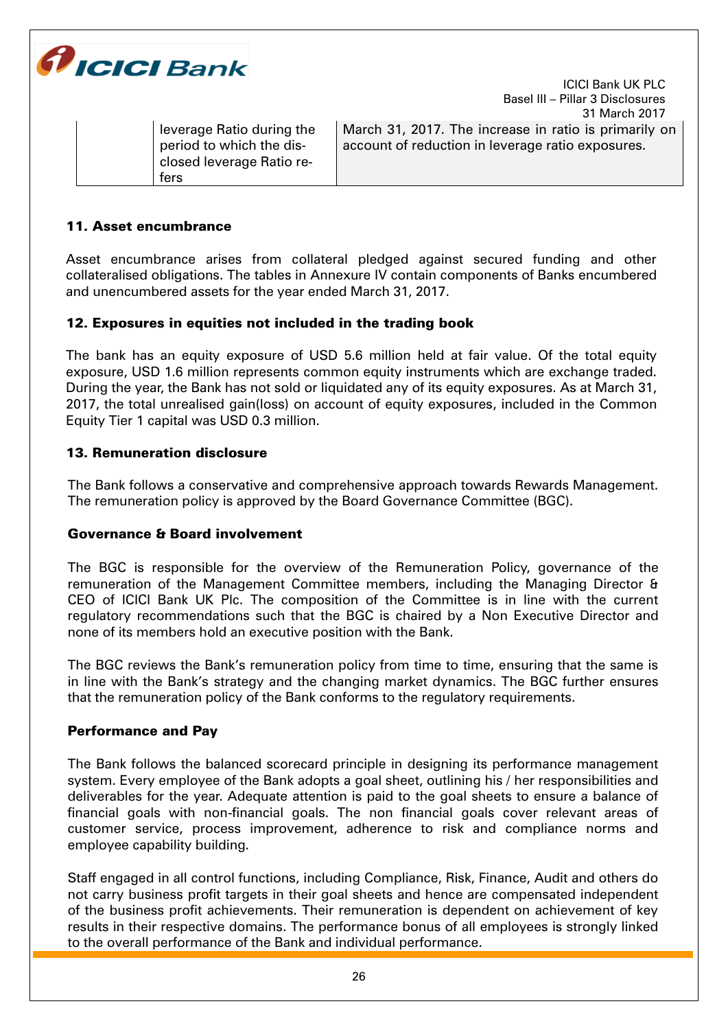| | | |
|---|---|---|
| | leverage Ratio during the period to which the disclosed leverage Ratio refers | March 31, 2017. The increase in ratio is primarily on account of reduction in leverage ratio exposures. |

## 11. Asset encumbrance

Asset encumbrance arises from collateral pledged against secured funding and other collateralised obligations. The tables in Annexure IV contain components of Banks encumbered and unencumbered assets for the year ended March 31, 2017.

## 12. Exposures in equities not included in the trading book

The bank has an equity exposure of USD 5.6 million held at fair value. Of the total equity exposure, USD 1.6 million represents common equity instruments which are exchange traded. During the year, the Bank has not sold or liquidated any of its equity exposures. As at March 31, 2017, the total unrealised gain(loss) on account of equity exposures, included in the Common Equity Tier 1 capital was USD 0.3 million.

## 13. Remuneration disclosure

The Bank follows a conservative and comprehensive approach towards Rewards Management. The remuneration policy is approved by the Board Governance Committee (BGC).

### Governance & Board involvement

The BGC is responsible for the overview of the Remuneration Policy, governance of the remuneration of the Management Committee members, including the Managing Director & CEO of ICICI Bank UK Plc. The composition of the Committee is in line with the current regulatory recommendations such that the BGC is chaired by a Non Executive Director and none of its members hold an executive position with the Bank.

The BGC reviews the Bank's remuneration policy from time to time, ensuring that the same is in line with the Bank's strategy and the changing market dynamics. The BGC further ensures that the remuneration policy of the Bank conforms to the regulatory requirements.

### Performance and Pay

The Bank follows the balanced scorecard principle in designing its performance management system. Every employee of the Bank adopts a goal sheet, outlining his / her responsibilities and deliverables for the year. Adequate attention is paid to the goal sheets to ensure a balance of financial goals with non-financial goals. The non financial goals cover relevant areas of customer service, process improvement, adherence to risk and compliance norms and employee capability building.

Staff engaged in all control functions, including Compliance, Risk, Finance, Audit and others do not carry business profit targets in their goal sheets and hence are compensated independent of the business profit achievements. Their remuneration is dependent on achievement of key results in their respective domains. The performance bonus of all employees is strongly linked to the overall performance of the Bank and individual performance.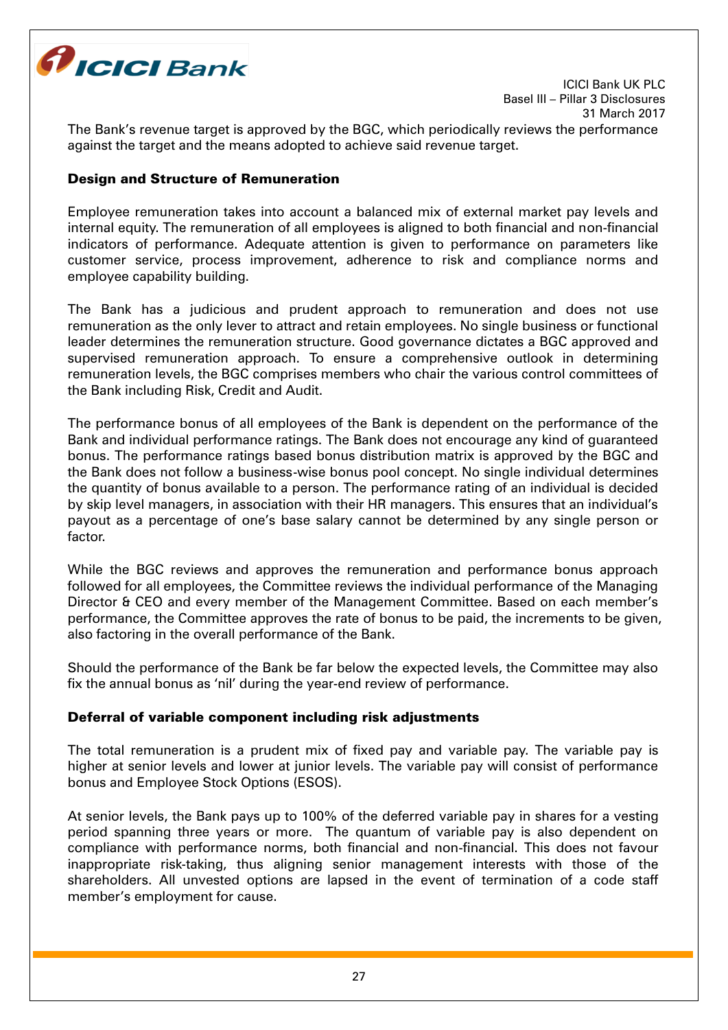The Bank's revenue target is approved by the BGC, which periodically reviews the performance against the target and the means adopted to achieve said revenue target.

### Design and Structure of Remuneration

Employee remuneration takes into account a balanced mix of external market pay levels and internal equity. The remuneration of all employees is aligned to both financial and non-financial indicators of performance. Adequate attention is given to performance on parameters like customer service, process improvement, adherence to risk and compliance norms and employee capability building.

The Bank has a judicious and prudent approach to remuneration and does not use remuneration as the only lever to attract and retain employees. No single business or functional leader determines the remuneration structure. Good governance dictates a BGC approved and supervised remuneration approach. To ensure a comprehensive outlook in determining remuneration levels, the BGC comprises members who chair the various control committees of the Bank including Risk, Credit and Audit.

The performance bonus of all employees of the Bank is dependent on the performance of the Bank and individual performance ratings. The Bank does not encourage any kind of guaranteed bonus. The performance ratings based bonus distribution matrix is approved by the BGC and the Bank does not follow a business-wise bonus pool concept. No single individual determines the quantity of bonus available to a person. The performance rating of an individual is decided by skip level managers, in association with their HR managers. This ensures that an individual's payout as a percentage of one's base salary cannot be determined by any single person or factor.

While the BGC reviews and approves the remuneration and performance bonus approach followed for all employees, the Committee reviews the individual performance of the Managing Director & CEO and every member of the Management Committee. Based on each member's performance, the Committee approves the rate of bonus to be paid, the increments to be given, also factoring in the overall performance of the Bank.

Should the performance of the Bank be far below the expected levels, the Committee may also fix the annual bonus as 'nil' during the year-end review of performance.

### Deferral of variable component including risk adjustments

The total remuneration is a prudent mix of fixed pay and variable pay. The variable pay is higher at senior levels and lower at junior levels. The variable pay will consist of performance bonus and Employee Stock Options (ESOS).

At senior levels, the Bank pays up to 100% of the deferred variable pay in shares for a vesting period spanning three years or more. The quantum of variable pay is also dependent on compliance with performance norms, both financial and non-financial. This does not favour inappropriate risk-taking, thus aligning senior management interests with those of the shareholders. All unvested options are lapsed in the event of termination of a code staff member's employment for cause.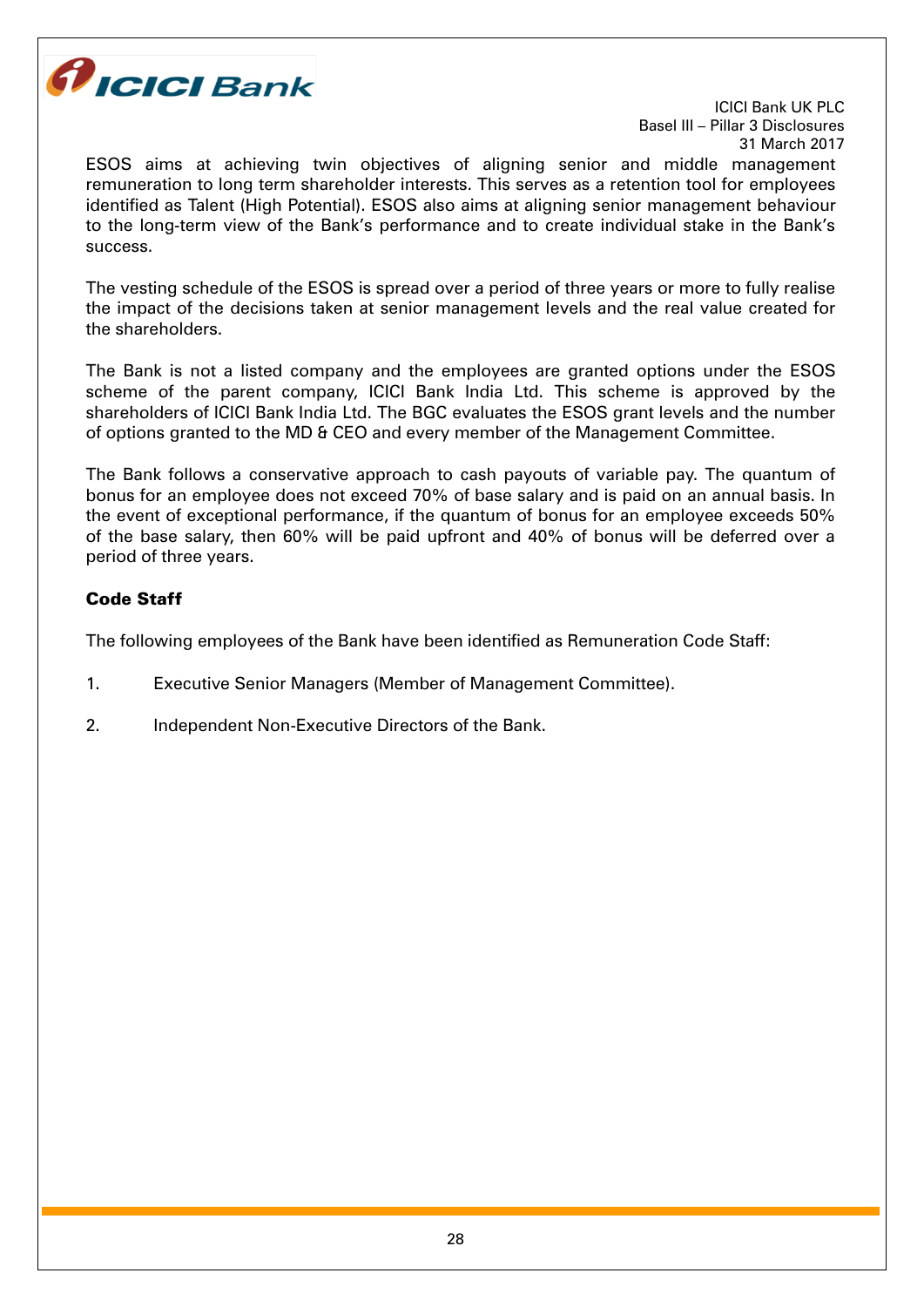ESOS aims at achieving twin objectives of aligning senior and middle management remuneration to long term shareholder interests. This serves as a retention tool for employees identified as Talent (High Potential). ESOS also aims at aligning senior management behaviour to the long-term view of the Bank's performance and to create individual stake in the Bank's success.

The vesting schedule of the ESOS is spread over a period of three years or more to fully realise the impact of the decisions taken at senior management levels and the real value created for the shareholders.

The Bank is not a listed company and the employees are granted options under the ESOS scheme of the parent company, ICICI Bank India Ltd. This scheme is approved by the shareholders of ICICI Bank India Ltd. The BGC evaluates the ESOS grant levels and the number of options granted to the MD & CEO and every member of the Management Committee.

The Bank follows a conservative approach to cash payouts of variable pay. The quantum of bonus for an employee does not exceed 70% of base salary and is paid on an annual basis. In the event of exceptional performance, if the quantum of bonus for an employee exceeds 50% of the base salary, then 60% will be paid upfront and 40% of bonus will be deferred over a period of three years.

### Code Staff

The following employees of the Bank have been identified as Remuneration Code Staff:

1. Executive Senior Managers (Member of Management Committee).
2. Independent Non-Executive Directors of the Bank.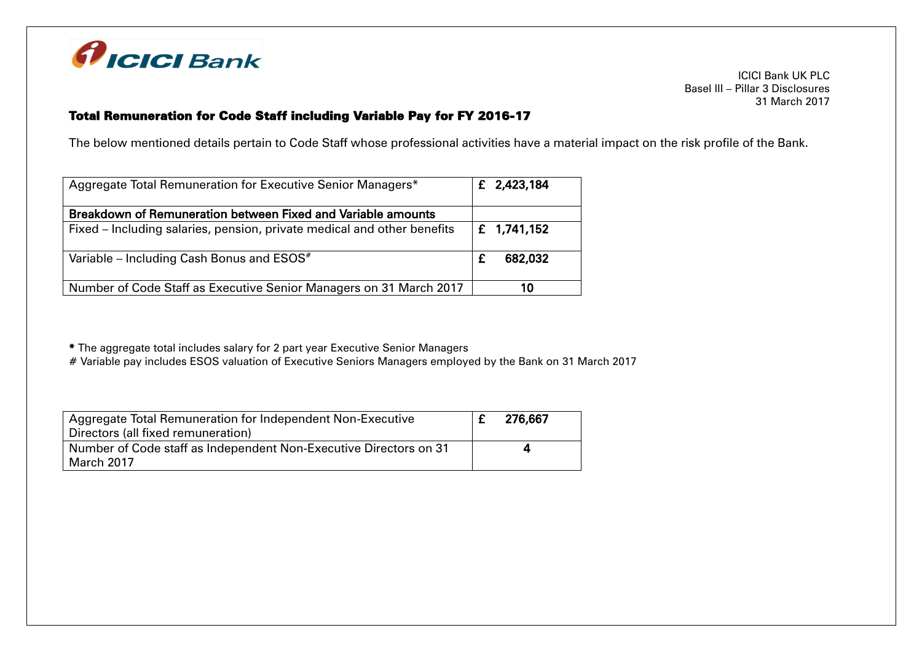## Total Remuneration for Code Staff including Variable Pay for FY 2016-17

The below mentioned details pertain to Code Staff whose professional activities have a material impact on the risk profile of the Bank.

| | |
|---|---|
| Aggregate Total Remuneration for Executive Senior Managers* | **£ 2,423,184** |
| **Breakdown of Remuneration between Fixed and Variable amounts** | |
| Fixed – Including salaries, pension, private medical and other benefits | **£ 1,741,152** |
| Variable – Including Cash Bonus and ESOS# | **£ 682,032** |
| Number of Code Staff as Executive Senior Managers on 31 March 2017 | **10** |

* The aggregate total includes salary for 2 part year Executive Senior Managers

# Variable pay includes ESOS valuation of Executive Seniors Managers employed by the Bank on 31 March 2017

| | |
|---|---|
| Aggregate Total Remuneration for Independent Non-Executive Directors (all fixed remuneration) | **£ 276,667** |
| Number of Code staff as Independent Non-Executive Directors on 31 March 2017 | **4** |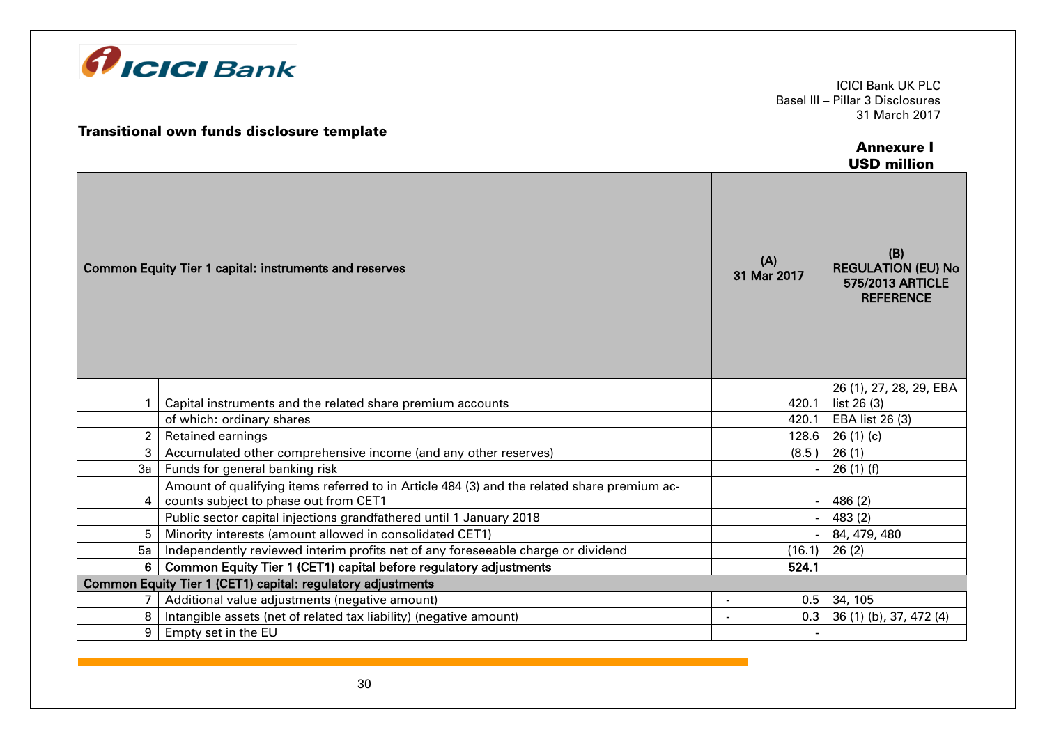ICICI Bank UK PLC
Basel III – Pillar 3 Disclosures
31 March 2017

## Transitional own funds disclosure template

**Annexure I**
**USD million**

| | Common Equity Tier 1 capital: instruments and reserves | (A) 31 Mar 2017 | (B) REGULATION (EU) No 575/2013 ARTICLE REFERENCE |
|---|---|---|---|
| 1 | Capital instruments and the related share premium accounts | 420.1 | 26 (1), 27, 28, 29, EBA list 26 (3) |
| | of which: ordinary shares | 420.1 | EBA list 26 (3) |
| 2 | Retained earnings | 128.6 | 26 (1) (c) |
| 3 | Accumulated other comprehensive income (and any other reserves) | (8.5 ) | 26 (1) |
| 3a | Funds for general banking risk | - | 26 (1) (f) |
| 4 | Amount of qualifying items referred to in Article 484 (3) and the related share premium accounts subject to phase out from CET1 | - | 486 (2) |
| | Public sector capital injections grandfathered until 1 January 2018 | - | 483 (2) |
| 5 | Minority interests (amount allowed in consolidated CET1) | - | 84, 479, 480 |
| 5a | Independently reviewed interim profits net of any foreseeable charge or dividend | (16.1) | 26 (2) |
| **6** | **Common Equity Tier 1 (CET1) capital before regulatory adjustments** | **524.1** | |
| **Common Equity Tier 1 (CET1) capital: regulatory adjustments** | | | |
| 7 | Additional value adjustments (negative amount) | - 0.5 | 34, 105 |
| 8 | Intangible assets (net of related tax liability) (negative amount) | - 0.3 | 36 (1) (b), 37, 472 (4) |
| 9 | Empty set in the EU | - | |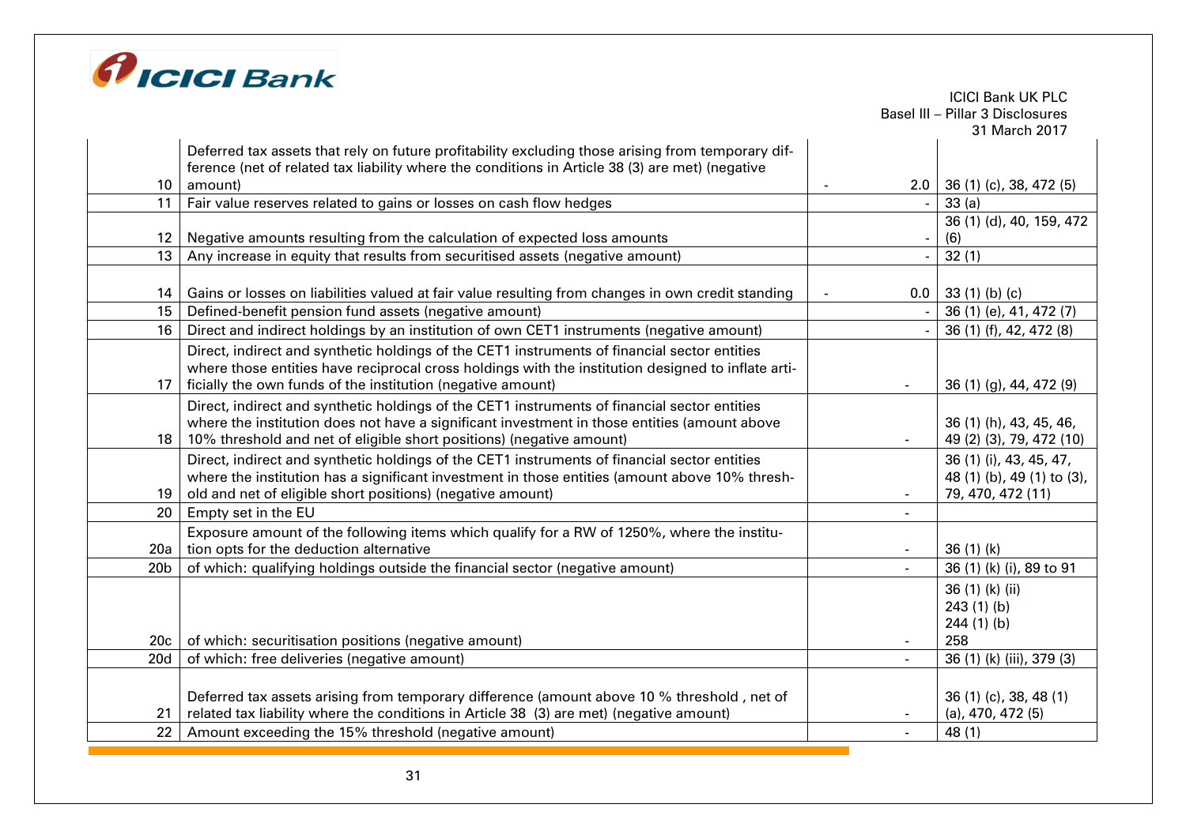| | | | |
|---|---|---|---|
| 10 | Deferred tax assets that rely on future profitability excluding those arising from temporary difference (net of related tax liability where the conditions in Article 38 (3) are met) (negative amount) | - 2.0 | 36 (1) (c), 38, 472 (5) |
| 11 | Fair value reserves related to gains or losses on cash flow hedges | - | 33 (a) |
| 12 | Negative amounts resulting from the calculation of expected loss amounts | - | 36 (1) (d), 40, 159, 472 (6) |
| 13 | Any increase in equity that results from securitised assets (negative amount) | - | 32 (1) |
| 14 | Gains or losses on liabilities valued at fair value resulting from changes in own credit standing | - 0.0 | 33 (1) (b) (c) |
| 15 | Defined-benefit pension fund assets (negative amount) | - | 36 (1) (e), 41, 472 (7) |
| 16 | Direct and indirect holdings by an institution of own CET1 instruments (negative amount) | - | 36 (1) (f), 42, 472 (8) |
| 17 | Direct, indirect and synthetic holdings of the CET1 instruments of financial sector entities where those entities have reciprocal cross holdings with the institution designed to inflate artificially the own funds of the institution (negative amount) | - | 36 (1) (g), 44, 472 (9) |
| 18 | Direct, indirect and synthetic holdings of the CET1 instruments of financial sector entities where the institution does not have a significant investment in those entities (amount above 10% threshold and net of eligible short positions) (negative amount) | - | 36 (1) (h), 43, 45, 46, 49 (2) (3), 79, 472 (10) |
| 19 | Direct, indirect and synthetic holdings of the CET1 instruments of financial sector entities where the institution has a significant investment in those entities (amount above 10% threshold and net of eligible short positions) (negative amount) | - | 36 (1) (i), 43, 45, 47, 48 (1) (b), 49 (1) to (3), 79, 470, 472 (11) |
| 20 | Empty set in the EU | - | |
| 20a | Exposure amount of the following items which qualify for a RW of 1250%, where the institution opts for the deduction alternative | - | 36 (1) (k) |
| 20b | of which: qualifying holdings outside the financial sector (negative amount) | - | 36 (1) (k) (i), 89 to 91 |
| 20c | of which: securitisation positions (negative amount) | - | 36 (1) (k) (ii) 243 (1) (b) 244 (1) (b) 258 |
| 20d | of which: free deliveries (negative amount) | - | 36 (1) (k) (iii), 379 (3) |
| 21 | Deferred tax assets arising from temporary difference (amount above 10 % threshold , net of related tax liability where the conditions in Article 38 (3) are met) (negative amount) | - | 36 (1) (c), 38, 48 (1) (a), 470, 472 (5) |
| 22 | Amount exceeding the 15% threshold (negative amount) | - | 48 (1) |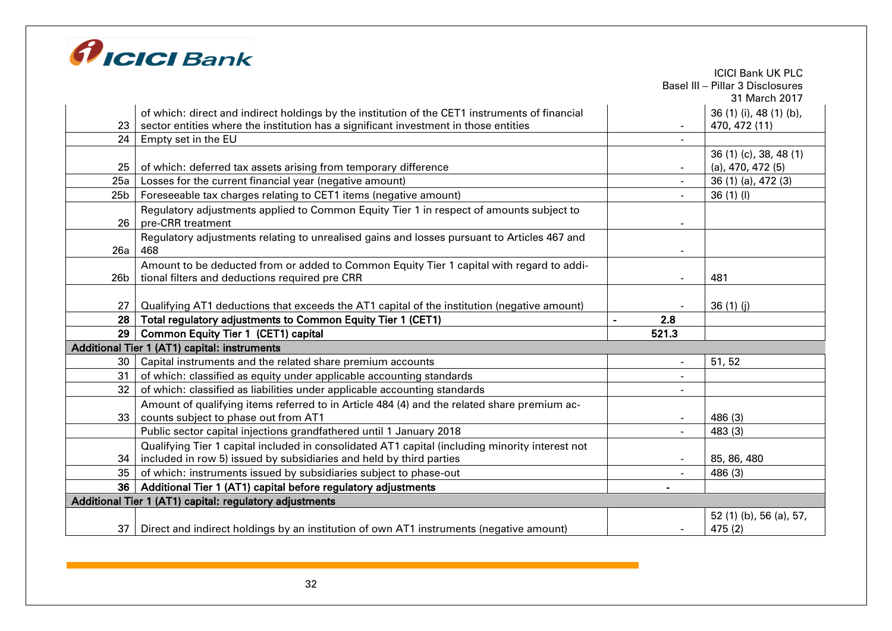| | | | |
|---|---|---|---|
| 23 | of which: direct and indirect holdings by the institution of the CET1 instruments of financial sector entities where the institution has a significant investment in those entities | - | 36 (1) (i), 48 (1) (b), 470, 472 (11) |
| 24 | Empty set in the EU | - | |
| 25 | of which: deferred tax assets arising from temporary difference | - | 36 (1) (c), 38, 48 (1) (a), 470, 472 (5) |
| 25a | Losses for the current financial year (negative amount) | - | 36 (1) (a), 472 (3) |
| 25b | Foreseeable tax charges relating to CET1 items (negative amount) | - | 36 (1) (l) |
| 26 | Regulatory adjustments applied to Common Equity Tier 1 in respect of amounts subject to pre-CRR treatment | - | |
| 26a | Regulatory adjustments relating to unrealised gains and losses pursuant to Articles 467 and 468 | - | |
| 26b | Amount to be deducted from or added to Common Equity Tier 1 capital with regard to additional filters and deductions required pre CRR | - | 481 |
| 27 | Qualifying AT1 deductions that exceeds the AT1 capital of the institution (negative amount) | - | 36 (1) (j) |
| **28** | **Total regulatory adjustments to Common Equity Tier 1 (CET1)** | **- 2.8** | |
| **29** | **Common Equity Tier 1 (CET1) capital** | **521.3** | |
| **Additional Tier 1 (AT1) capital: instruments** | | | |
| 30 | Capital instruments and the related share premium accounts | - | 51, 52 |
| 31 | of which: classified as equity under applicable accounting standards | - | |
| 32 | of which: classified as liabilities under applicable accounting standards | - | |
| 33 | Amount of qualifying items referred to in Article 484 (4) and the related share premium accounts subject to phase out from AT1 | - | 486 (3) |
| | Public sector capital injections grandfathered until 1 January 2018 | - | 483 (3) |
| 34 | Qualifying Tier 1 capital included in consolidated AT1 capital (including minority interest not included in row 5) issued by subsidiaries and held by third parties | - | 85, 86, 480 |
| 35 | of which: instruments issued by subsidiaries subject to phase-out | - | 486 (3) |
| **36** | **Additional Tier 1 (AT1) capital before regulatory adjustments** | **-** | |
| **Additional Tier 1 (AT1) capital: regulatory adjustments** | | | |
| 37 | Direct and indirect holdings by an institution of own AT1 instruments (negative amount) | - | 52 (1) (b), 56 (a), 57, 475 (2) |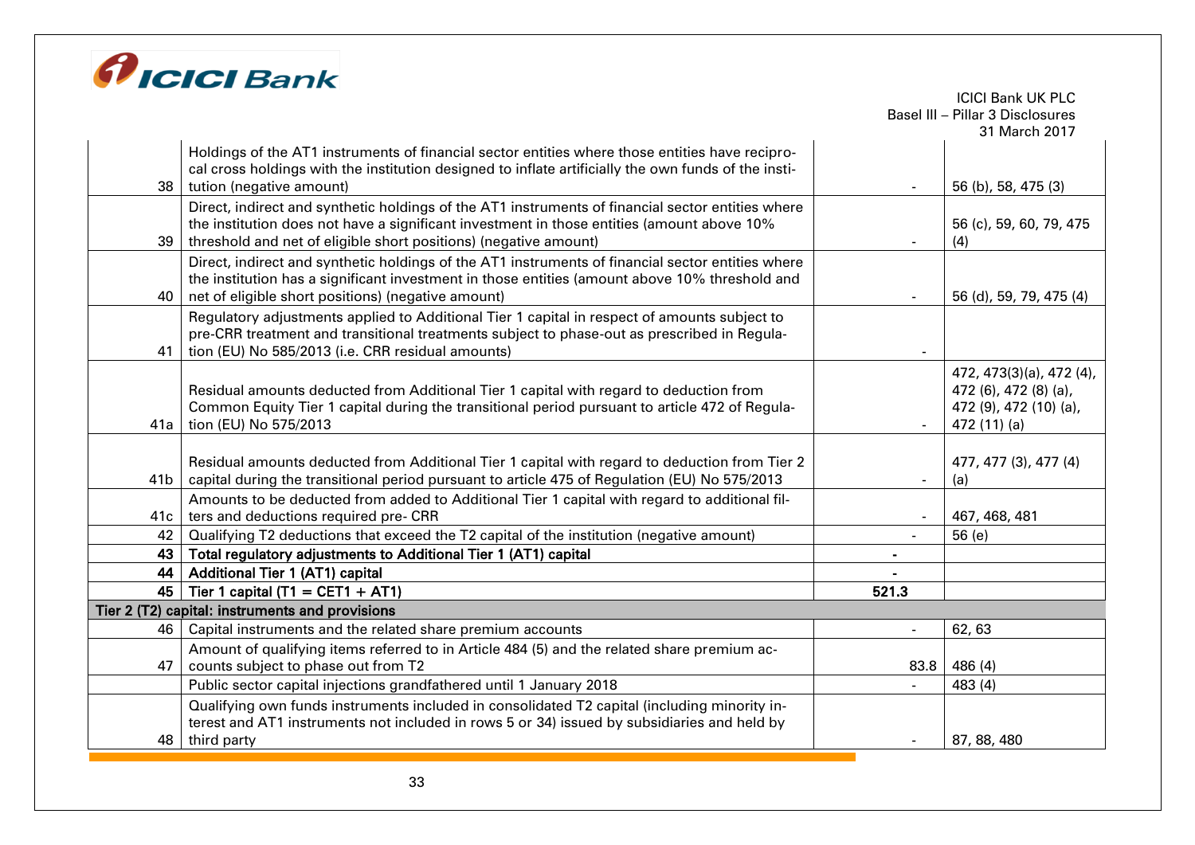| | | | |
|---|---|---|---|
| 38 | Holdings of the AT1 instruments of financial sector entities where those entities have reciprocal cross holdings with the institution designed to inflate artificially the own funds of the institution (negative amount) | - | 56 (b), 58, 475 (3) |
| 39 | Direct, indirect and synthetic holdings of the AT1 instruments of financial sector entities where the institution does not have a significant investment in those entities (amount above 10% threshold and net of eligible short positions) (negative amount) | - | 56 (c), 59, 60, 79, 475 (4) |
| 40 | Direct, indirect and synthetic holdings of the AT1 instruments of financial sector entities where the institution has a significant investment in those entities (amount above 10% threshold and net of eligible short positions) (negative amount) | - | 56 (d), 59, 79, 475 (4) |
| 41 | Regulatory adjustments applied to Additional Tier 1 capital in respect of amounts subject to pre-CRR treatment and transitional treatments subject to phase-out as prescribed in Regulation (EU) No 585/2013 (i.e. CRR residual amounts) | - | |
| 41a | Residual amounts deducted from Additional Tier 1 capital with regard to deduction from Common Equity Tier 1 capital during the transitional period pursuant to article 472 of Regulation (EU) No 575/2013 | - | 472, 473(3)(a), 472 (4), 472 (6), 472 (8) (a), 472 (9), 472 (10) (a), 472 (11) (a) |
| 41b | Residual amounts deducted from Additional Tier 1 capital with regard to deduction from Tier 2 capital during the transitional period pursuant to article 475 of Regulation (EU) No 575/2013 | - | 477, 477 (3), 477 (4) (a) |
| 41c | Amounts to be deducted from added to Additional Tier 1 capital with regard to additional filters and deductions required pre- CRR | - | 467, 468, 481 |
| 42 | Qualifying T2 deductions that exceed the T2 capital of the institution (negative amount) | - | 56 (e) |
| **43** | **Total regulatory adjustments to Additional Tier 1 (AT1) capital** | **-** | |
| **44** | **Additional Tier 1 (AT1) capital** | **-** | |
| **45** | **Tier 1 capital (T1 = CET1 + AT1)** | **521.3** | |
| **Tier 2 (T2) capital: instruments and provisions** | | | |
| 46 | Capital instruments and the related share premium accounts | - | 62, 63 |
| 47 | Amount of qualifying items referred to in Article 484 (5) and the related share premium accounts subject to phase out from T2 | 83.8 | 486 (4) |
| | Public sector capital injections grandfathered until 1 January 2018 | - | 483 (4) |
| 48 | Qualifying own funds instruments included in consolidated T2 capital (including minority interest and AT1 instruments not included in rows 5 or 34) issued by subsidiaries and held by third party | - | 87, 88, 480 |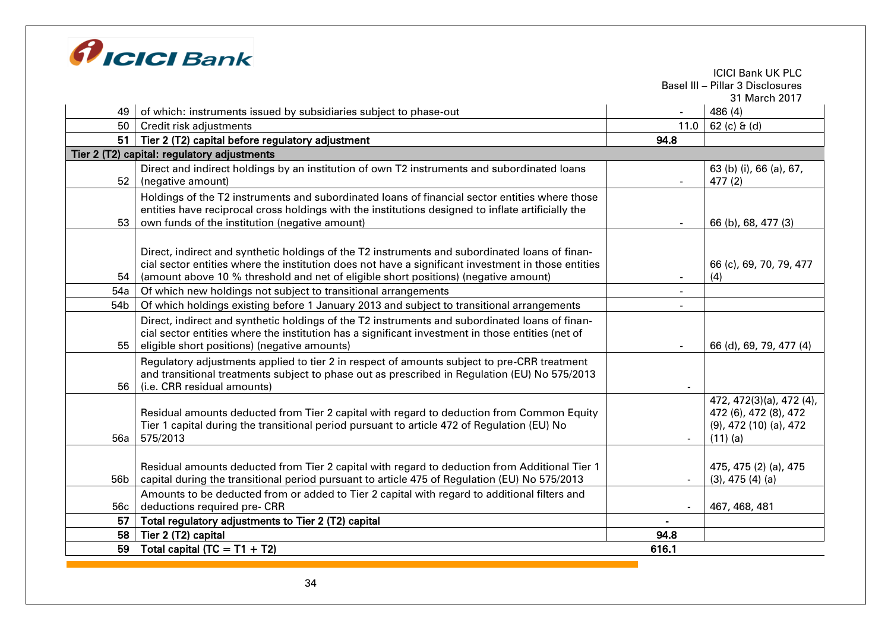| | | | |
|---|---|---|---|
| 49 | of which: instruments issued by subsidiaries subject to phase-out | - | 486 (4) |
| 50 | Credit risk adjustments | 11.0 | 62 (c) & (d) |
| **51** | **Tier 2 (T2) capital before regulatory adjustment** | **94.8** | |
| **Tier 2 (T2) capital: regulatory adjustments** | | | |
| 52 | Direct and indirect holdings by an institution of own T2 instruments and subordinated loans (negative amount) | - | 63 (b) (i), 66 (a), 67, 477 (2) |
| 53 | Holdings of the T2 instruments and subordinated loans of financial sector entities where those entities have reciprocal cross holdings with the institutions designed to inflate artificially the own funds of the institution (negative amount) | - | 66 (b), 68, 477 (3) |
| 54 | Direct, indirect and synthetic holdings of the T2 instruments and subordinated loans of financial sector entities where the institution does not have a significant investment in those entities (amount above 10 % threshold and net of eligible short positions) (negative amount) | - | 66 (c), 69, 70, 79, 477 (4) |
| 54a | Of which new holdings not subject to transitional arrangements | - | |
| 54b | Of which holdings existing before 1 January 2013 and subject to transitional arrangements | - | |
| 55 | Direct, indirect and synthetic holdings of the T2 instruments and subordinated loans of financial sector entities where the institution has a significant investment in those entities (net of eligible short positions) (negative amounts) | - | 66 (d), 69, 79, 477 (4) |
| 56 | Regulatory adjustments applied to tier 2 in respect of amounts subject to pre-CRR treatment and transitional treatments subject to phase out as prescribed in Regulation (EU) No 575/2013 (i.e. CRR residual amounts) | - | |
| 56a | Residual amounts deducted from Tier 2 capital with regard to deduction from Common Equity Tier 1 capital during the transitional period pursuant to article 472 of Regulation (EU) No 575/2013 | - | 472, 472(3)(a), 472 (4), 472 (6), 472 (8), 472 (9), 472 (10) (a), 472 (11) (a) |
| 56b | Residual amounts deducted from Tier 2 capital with regard to deduction from Additional Tier 1 capital during the transitional period pursuant to article 475 of Regulation (EU) No 575/2013 | - | 475, 475 (2) (a), 475 (3), 475 (4) (a) |
| 56c | Amounts to be deducted from or added to Tier 2 capital with regard to additional filters and deductions required pre- CRR | - | 467, 468, 481 |
| **57** | **Total regulatory adjustments to Tier 2 (T2) capital** | **-** | |
| **58** | **Tier 2 (T2) capital** | **94.8** | |
| **59** | **Total capital (TC = T1 + T2)** | **616.1** | |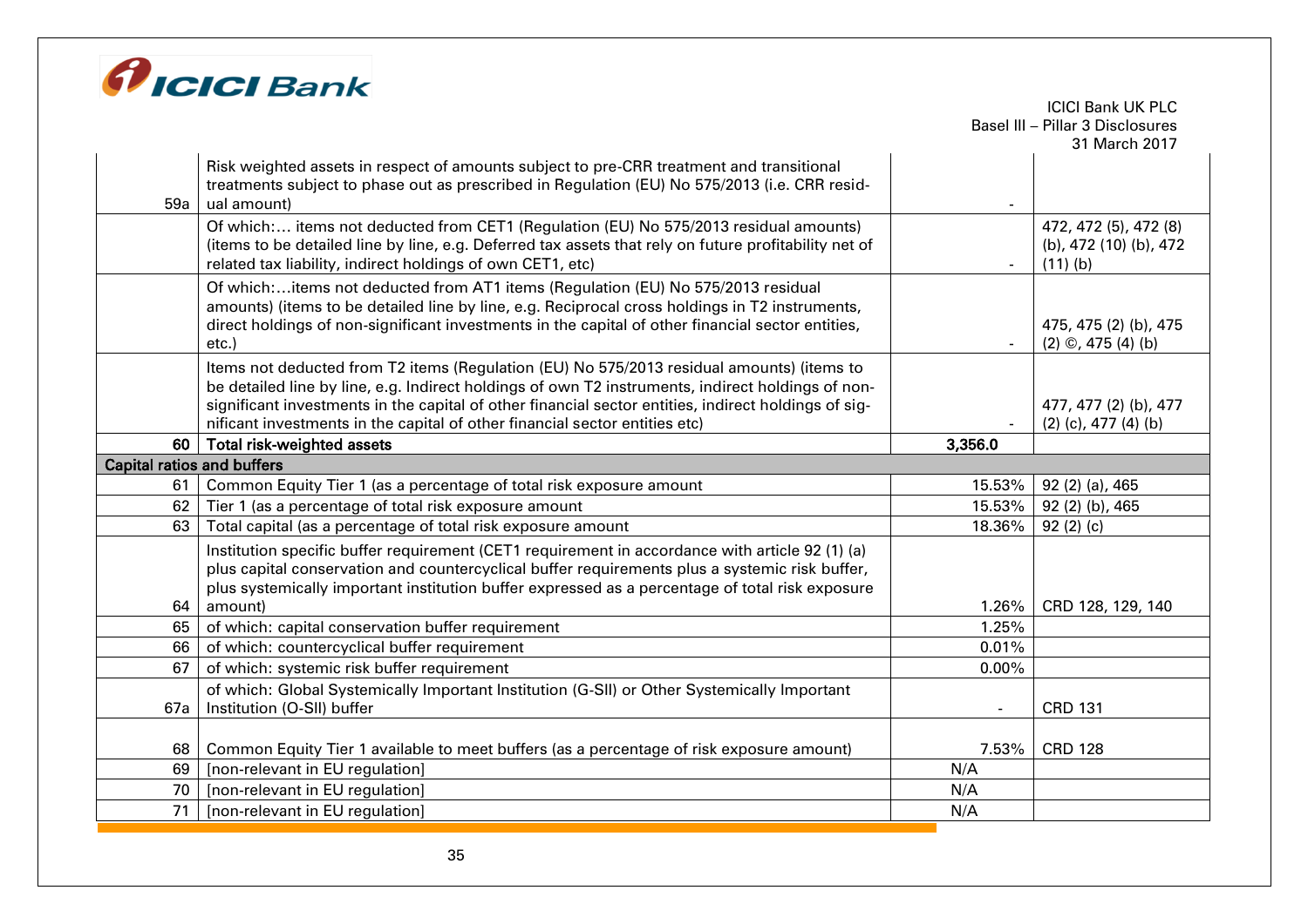| | | | |
|---|---|---|---|
| 59a | Risk weighted assets in respect of amounts subject to pre-CRR treatment and transitional treatments subject to phase out as prescribed in Regulation (EU) No 575/2013 (i.e. CRR residual amount) | - | |
| | Of which:… items not deducted from CET1 (Regulation (EU) No 575/2013 residual amounts) (items to be detailed line by line, e.g. Deferred tax assets that rely on future profitability net of related tax liability, indirect holdings of own CET1, etc) | - | 472, 472 (5), 472 (8) (b), 472 (10) (b), 472 (11) (b) |
| | Of which:…items not deducted from AT1 items (Regulation (EU) No 575/2013 residual amounts) (items to be detailed line by line, e.g. Reciprocal cross holdings in T2 instruments, direct holdings of non-significant investments in the capital of other financial sector entities, etc.) | - | 475, 475 (2) (b), 475 (2) ©, 475 (4) (b) |
| | Items not deducted from T2 items (Regulation (EU) No 575/2013 residual amounts) (items to be detailed line by line, e.g. Indirect holdings of own T2 instruments, indirect holdings of non-significant investments in the capital of other financial sector entities, indirect holdings of significant investments in the capital of other financial sector entities etc) | - | 477, 477 (2) (b), 477 (2) (c), 477 (4) (b) |
| **60** | **Total risk-weighted assets** | **3,356.0** | |
| **Capital ratios and buffers** | | | |
| 61 | Common Equity Tier 1 (as a percentage of total risk exposure amount | 15.53% | 92 (2) (a), 465 |
| 62 | Tier 1 (as a percentage of total risk exposure amount | 15.53% | 92 (2) (b), 465 |
| 63 | Total capital (as a percentage of total risk exposure amount | 18.36% | 92 (2) (c) |
| 64 | Institution specific buffer requirement (CET1 requirement in accordance with article 92 (1) (a) plus capital conservation and countercyclical buffer requirements plus a systemic risk buffer, plus systemically important institution buffer expressed as a percentage of total risk exposure amount) | 1.26% | CRD 128, 129, 140 |
| 65 | of which: capital conservation buffer requirement | 1.25% | |
| 66 | of which: countercyclical buffer requirement | 0.01% | |
| 67 | of which: systemic risk buffer requirement | 0.00% | |
| 67a | of which: Global Systemically Important Institution (G-SII) or Other Systemically Important Institution (O-SII) buffer | - | CRD 131 |
| 68 | Common Equity Tier 1 available to meet buffers (as a percentage of risk exposure amount) | 7.53% | CRD 128 |
| 69 | [non-relevant in EU regulation] | N/A | |
| 70 | [non-relevant in EU regulation] | N/A | |
| 71 | [non-relevant in EU regulation] | N/A | |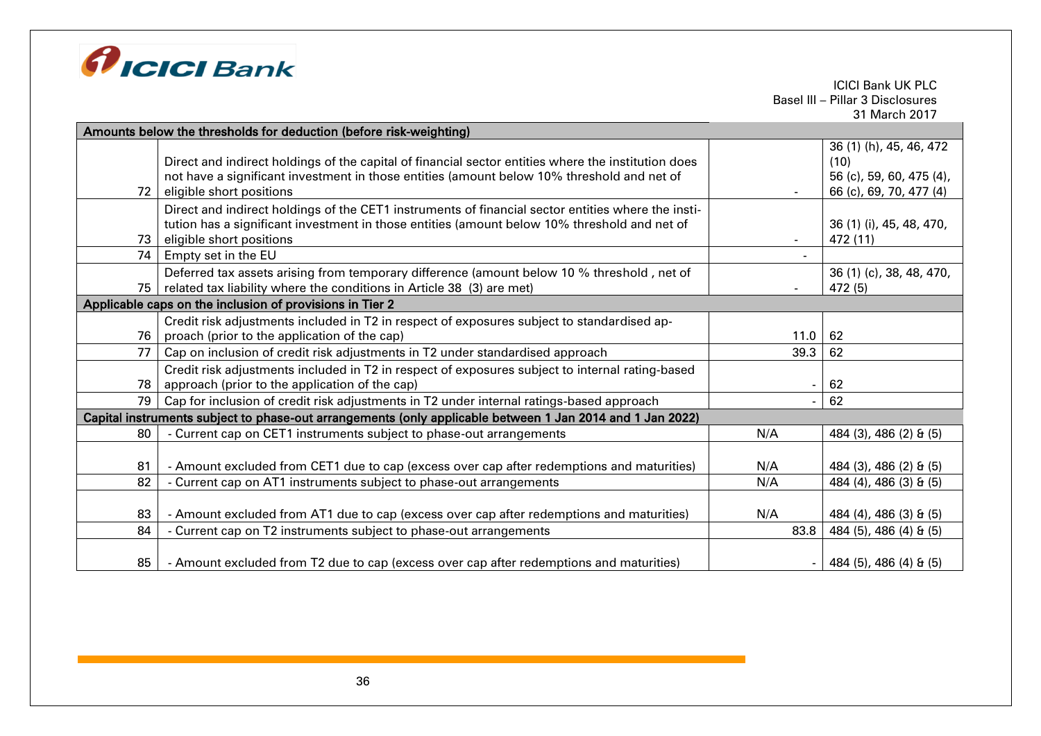| | | | |
|---|---|---|---|
| **Amounts below the thresholds for deduction (before risk-weighting)** | | | |
| 72 | Direct and indirect holdings of the capital of financial sector entities where the institution does not have a significant investment in those entities (amount below 10% threshold and net of eligible short positions | - | 36 (1) (h), 45, 46, 472 (10) 56 (c), 59, 60, 475 (4), 66 (c), 69, 70, 477 (4) |
| 73 | Direct and indirect holdings of the CET1 instruments of financial sector entities where the institution has a significant investment in those entities (amount below 10% threshold and net of eligible short positions | - | 36 (1) (i), 45, 48, 470, 472 (11) |
| 74 | Empty set in the EU | - | |
| 75 | Deferred tax assets arising from temporary difference (amount below 10 % threshold , net of related tax liability where the conditions in Article 38 (3) are met) | - | 36 (1) (c), 38, 48, 470, 472 (5) |
| **Applicable caps on the inclusion of provisions in Tier 2** | | | |
| 76 | Credit risk adjustments included in T2 in respect of exposures subject to standardised approach (prior to the application of the cap) | 11.0 | 62 |
| 77 | Cap on inclusion of credit risk adjustments in T2 under standardised approach | 39.3 | 62 |
| 78 | Credit risk adjustments included in T2 in respect of exposures subject to internal rating-based approach (prior to the application of the cap) | - | 62 |
| 79 | Cap for inclusion of credit risk adjustments in T2 under internal ratings-based approach | - | 62 |
| **Capital instruments subject to phase-out arrangements (only applicable between 1 Jan 2014 and 1 Jan 2022)** | | | |
| 80 | - Current cap on CET1 instruments subject to phase-out arrangements | N/A | 484 (3), 486 (2) & (5) |
| 81 | - Amount excluded from CET1 due to cap (excess over cap after redemptions and maturities) | N/A | 484 (3), 486 (2) & (5) |
| 82 | - Current cap on AT1 instruments subject to phase-out arrangements | N/A | 484 (4), 486 (3) & (5) |
| 83 | - Amount excluded from AT1 due to cap (excess over cap after redemptions and maturities) | N/A | 484 (4), 486 (3) & (5) |
| 84 | - Current cap on T2 instruments subject to phase-out arrangements | 83.8 | 484 (5), 486 (4) & (5) |
| 85 | - Amount excluded from T2 due to cap (excess over cap after redemptions and maturities) | - | 484 (5), 486 (4) & (5) |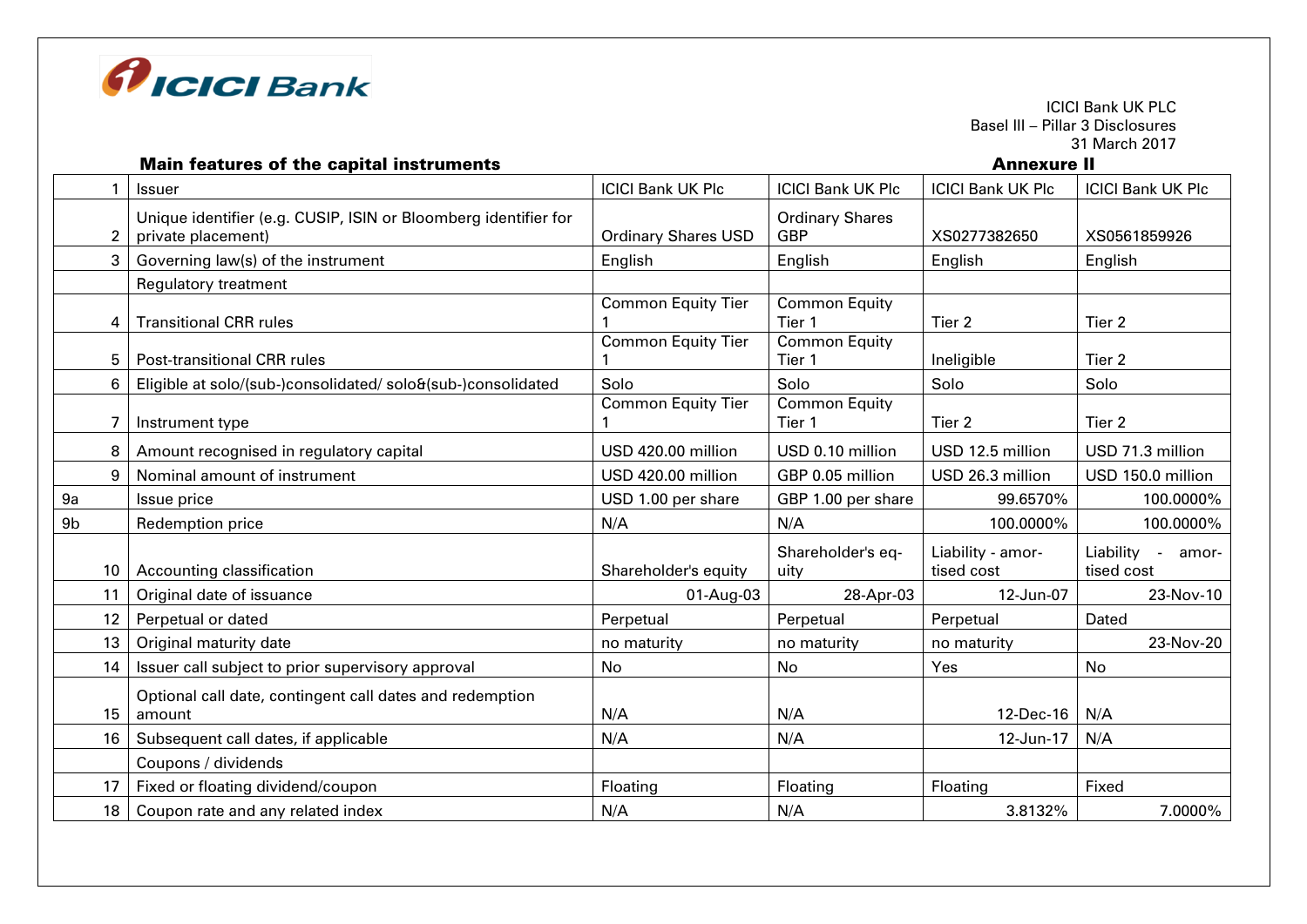ICICI Bank UK PLC
Basel III – Pillar 3 Disclosures
31 March 2017

## Main features of the capital instruments

**Annexure II**

| | | | | | |
|---|---|---|---|---|---|
| 1 | Issuer | ICICI Bank UK Plc | ICICI Bank UK Plc | ICICI Bank UK Plc | ICICI Bank UK Plc |
| 2 | Unique identifier (e.g. CUSIP, ISIN or Bloomberg identifier for private placement) | Ordinary Shares USD | Ordinary Shares GBP | XS0277382650 | XS0561859926 |
| 3 | Governing law(s) of the instrument | English | English | English | English |
| | Regulatory treatment | | | | |
| 4 | Transitional CRR rules | Common Equity Tier 1 | Common Equity Tier 1 | Tier 2 | Tier 2 |
| 5 | Post-transitional CRR rules | Common Equity Tier 1 | Common Equity Tier 1 | Ineligible | Tier 2 |
| 6 | Eligible at solo/(sub-)consolidated/ solo&(sub-)consolidated | Solo | Solo | Solo | Solo |
| 7 | Instrument type | Common Equity Tier 1 | Common Equity Tier 1 | Tier 2 | Tier 2 |
| 8 | Amount recognised in regulatory capital | USD 420.00 million | USD 0.10 million | USD 12.5 million | USD 71.3 million |
| 9 | Nominal amount of instrument | USD 420.00 million | GBP 0.05 million | USD 26.3 million | USD 150.0 million |
| 9a | Issue price | USD 1.00 per share | GBP 1.00 per share | 99.6570% | 100.0000% |
| 9b | Redemption price | N/A | N/A | 100.0000% | 100.0000% |
| 10 | Accounting classification | Shareholder's equity | Shareholder's equity | Liability - amortised cost | Liability - amortised cost |
| 11 | Original date of issuance | 01-Aug-03 | 28-Apr-03 | 12-Jun-07 | 23-Nov-10 |
| 12 | Perpetual or dated | Perpetual | Perpetual | Perpetual | Dated |
| 13 | Original maturity date | no maturity | no maturity | no maturity | 23-Nov-20 |
| 14 | Issuer call subject to prior supervisory approval | No | No | Yes | No |
| 15 | Optional call date, contingent call dates and redemption amount | N/A | N/A | 12-Dec-16 | N/A |
| 16 | Subsequent call dates, if applicable | N/A | N/A | 12-Jun-17 | N/A |
| | Coupons / dividends | | | | |
| 17 | Fixed or floating dividend/coupon | Floating | Floating | Floating | Fixed |
| 18 | Coupon rate and any related index | N/A | N/A | 3.8132% | 7.0000% |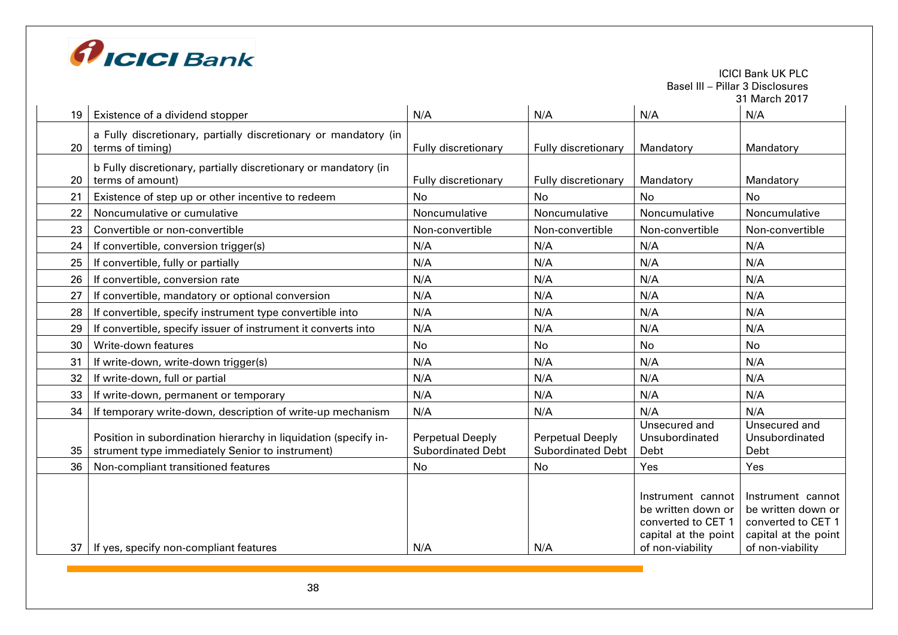| | | | | | |
|---|---|---|---|---|---|
| 19 | Existence of a dividend stopper | N/A | N/A | N/A | N/A |
| 20 | a Fully discretionary, partially discretionary or mandatory (in terms of timing) | Fully discretionary | Fully discretionary | Mandatory | Mandatory |
| 20 | b Fully discretionary, partially discretionary or mandatory (in terms of amount) | Fully discretionary | Fully discretionary | Mandatory | Mandatory |
| 21 | Existence of step up or other incentive to redeem | No | No | No | No |
| 22 | Noncumulative or cumulative | Noncumulative | Noncumulative | Noncumulative | Noncumulative |
| 23 | Convertible or non-convertible | Non-convertible | Non-convertible | Non-convertible | Non-convertible |
| 24 | If convertible, conversion trigger(s) | N/A | N/A | N/A | N/A |
| 25 | If convertible, fully or partially | N/A | N/A | N/A | N/A |
| 26 | If convertible, conversion rate | N/A | N/A | N/A | N/A |
| 27 | If convertible, mandatory or optional conversion | N/A | N/A | N/A | N/A |
| 28 | If convertible, specify instrument type convertible into | N/A | N/A | N/A | N/A |
| 29 | If convertible, specify issuer of instrument it converts into | N/A | N/A | N/A | N/A |
| 30 | Write-down features | No | No | No | No |
| 31 | If write-down, write-down trigger(s) | N/A | N/A | N/A | N/A |
| 32 | If write-down, full or partial | N/A | N/A | N/A | N/A |
| 33 | If write-down, permanent or temporary | N/A | N/A | N/A | N/A |
| 34 | If temporary write-down, description of write-up mechanism | N/A | N/A | N/A | N/A |
| 35 | Position in subordination hierarchy in liquidation (specify instrument type immediately Senior to instrument) | Perpetual Deeply Subordinated Debt | Perpetual Deeply Subordinated Debt | Unsecured and Unsubordinated Debt | Unsecured and Unsubordinated Debt |
| 36 | Non-compliant transitioned features | No | No | Yes | Yes |
| 37 | If yes, specify non-compliant features | N/A | N/A | Instrument cannot be written down or converted to CET 1 capital at the point of non-viability | Instrument cannot be written down or converted to CET 1 capital at the point of non-viability |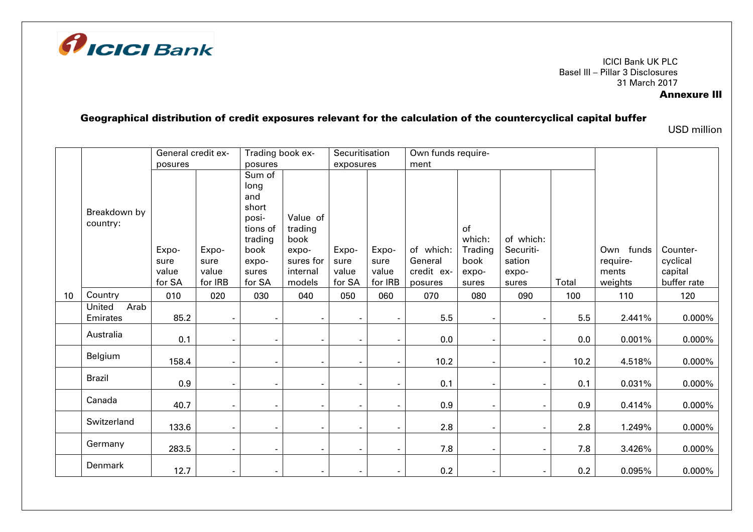ICICI Bank UK PLC
Basel III – Pillar 3 Disclosures
31 March 2017

**Annexure III**

## Geographical distribution of credit exposures relevant for the calculation of the countercyclical capital buffer

USD million

| | | General credit exposures | | Trading book exposures | | Securitisation exposures | | Own funds requirement | | | | | |
|---|---|---|---|---|---|---|---|---|---|---|---|---|---|
| | Breakdown by country: | Exposure value for SA | Exposure value for IRB | Sum of long and short positions of trading book exposures for SA | Value of trading book exposures for internal models | Exposure value for SA | Exposure value for IRB | of which: General credit exposures | of which: Trading book exposures | of which: Securitisation exposures | Total | Own funds requirements weights | Countercyclical capital buffer rate |
| 10 | Country | 010 | 020 | 030 | 040 | 050 | 060 | 070 | 080 | 090 | 100 | 110 | 120 |
| | United Arab Emirates | 85.2 | - | - | - | - | - | 5.5 | - | - | 5.5 | 2.441% | 0.000% |
| | Australia | 0.1 | - | - | - | - | - | 0.0 | - | - | 0.0 | 0.001% | 0.000% |
| | Belgium | 158.4 | - | - | - | - | - | 10.2 | - | - | 10.2 | 4.518% | 0.000% |
| | Brazil | 0.9 | - | - | - | - | - | 0.1 | - | - | 0.1 | 0.031% | 0.000% |
| | Canada | 40.7 | - | - | - | - | - | 0.9 | - | - | 0.9 | 0.414% | 0.000% |
| | Switzerland | 133.6 | - | - | - | - | - | 2.8 | - | - | 2.8 | 1.249% | 0.000% |
| | Germany | 283.5 | - | - | - | - | - | 7.8 | - | - | 7.8 | 3.426% | 0.000% |
| | Denmark | 12.7 | - | - | - | - | - | 0.2 | - | - | 0.2 | 0.095% | 0.000% |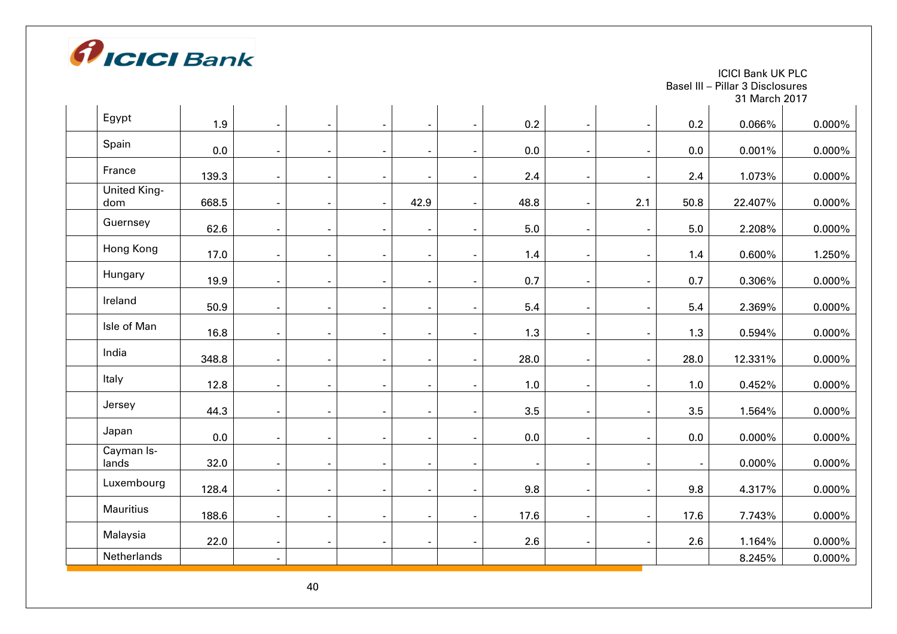| | | | | | | | | | | | | |
|---|---|---|---|---|---|---|---|---|---|---|---|---|
| | Egypt | 1.9 | - | - | - | - | - | 0.2 | - | - | 0.2 | 0.066% | 0.000% |
| | Spain | 0.0 | - | - | - | - | - | 0.0 | - | - | 0.0 | 0.001% | 0.000% |
| | France | 139.3 | - | - | - | - | - | 2.4 | - | - | 2.4 | 1.073% | 0.000% |
| | United King-dom | 668.5 | - | - | - | 42.9 | - | 48.8 | - | 2.1 | 50.8 | 22.407% | 0.000% |
| | Guernsey | 62.6 | - | - | - | - | - | 5.0 | - | - | 5.0 | 2.208% | 0.000% |
| | Hong Kong | 17.0 | - | - | - | - | - | 1.4 | - | - | 1.4 | 0.600% | 1.250% |
| | Hungary | 19.9 | - | - | - | - | - | 0.7 | - | - | 0.7 | 0.306% | 0.000% |
| | Ireland | 50.9 | - | - | - | - | - | 5.4 | - | - | 5.4 | 2.369% | 0.000% |
| | Isle of Man | 16.8 | - | - | - | - | - | 1.3 | - | - | 1.3 | 0.594% | 0.000% |
| | India | 348.8 | - | - | - | - | - | 28.0 | - | - | 28.0 | 12.331% | 0.000% |
| | Italy | 12.8 | - | - | - | - | - | 1.0 | - | - | 1.0 | 0.452% | 0.000% |
| | Jersey | 44.3 | - | - | - | - | - | 3.5 | - | - | 3.5 | 1.564% | 0.000% |
| | Japan | 0.0 | - | - | - | - | - | 0.0 | - | - | 0.0 | 0.000% | 0.000% |
| | Cayman Is-lands | 32.0 | - | - | - | - | - | - | - | - | - | 0.000% | 0.000% |
| | Luxembourg | 128.4 | - | - | - | - | - | 9.8 | - | - | 9.8 | 4.317% | 0.000% |
| | Mauritius | 188.6 | - | - | - | - | - | 17.6 | - | - | 17.6 | 7.743% | 0.000% |
| | Malaysia | 22.0 | - | - | - | - | - | 2.6 | - | - | 2.6 | 1.164% | 0.000% |
| | Netherlands | | - | | | | | | | | | 8.245% | 0.000% |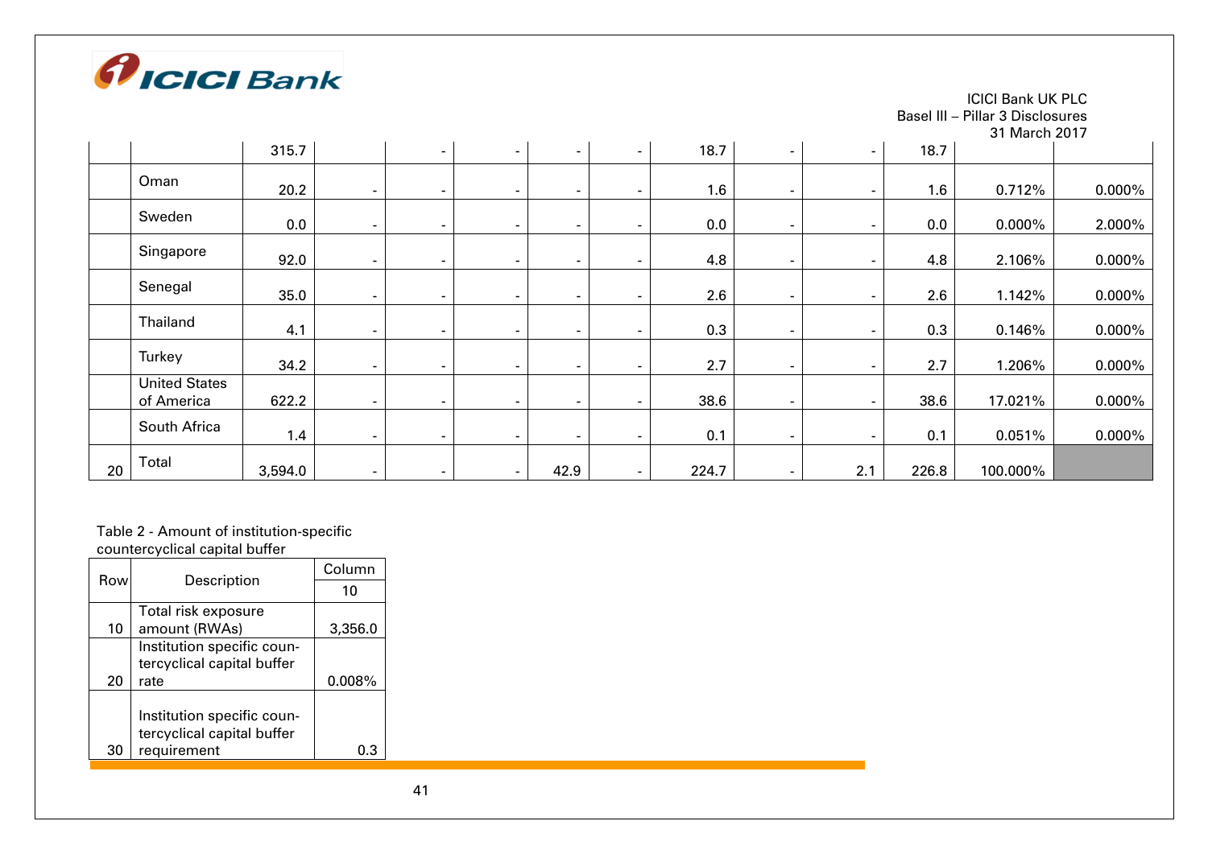| | | | | | | | | | | | | | |
|---|---|---|---|---|---|---|---|---|---|---|---|---|---|
| | | 315.7 | | - | - | - | - | 18.7 | - | - | 18.7 | | |
| | Oman | 20.2 | - | - | - | - | - | 1.6 | - | - | 1.6 | 0.712% | 0.000% |
| | Sweden | 0.0 | - | - | - | - | - | 0.0 | - | - | 0.0 | 0.000% | 2.000% |
| | Singapore | 92.0 | - | - | - | - | - | 4.8 | - | - | 4.8 | 2.106% | 0.000% |
| | Senegal | 35.0 | - | - | - | - | - | 2.6 | - | - | 2.6 | 1.142% | 0.000% |
| | Thailand | 4.1 | - | - | - | - | - | 0.3 | - | - | 0.3 | 0.146% | 0.000% |
| | Turkey | 34.2 | - | - | - | - | - | 2.7 | - | - | 2.7 | 1.206% | 0.000% |
| | United States of America | 622.2 | - | - | - | - | - | 38.6 | - | - | 38.6 | 17.021% | 0.000% |
| | South Africa | 1.4 | - | - | - | - | - | 0.1 | - | - | 0.1 | 0.051% | 0.000% |
| 20 | Total | 3,594.0 | - | - | - | 42.9 | - | 224.7 | - | 2.1 | 226.8 | 100.000% | |

Table 2 - Amount of institution-specific countercyclical capital buffer

| Row | Description | Column 10 |
|---|---|---|
| 10 | Total risk exposure amount (RWAs) | 3,356.0 |
| 20 | Institution specific countercyclical capital buffer rate | 0.008% |
| 30 | Institution specific countercyclical capital buffer requirement | 0.3 |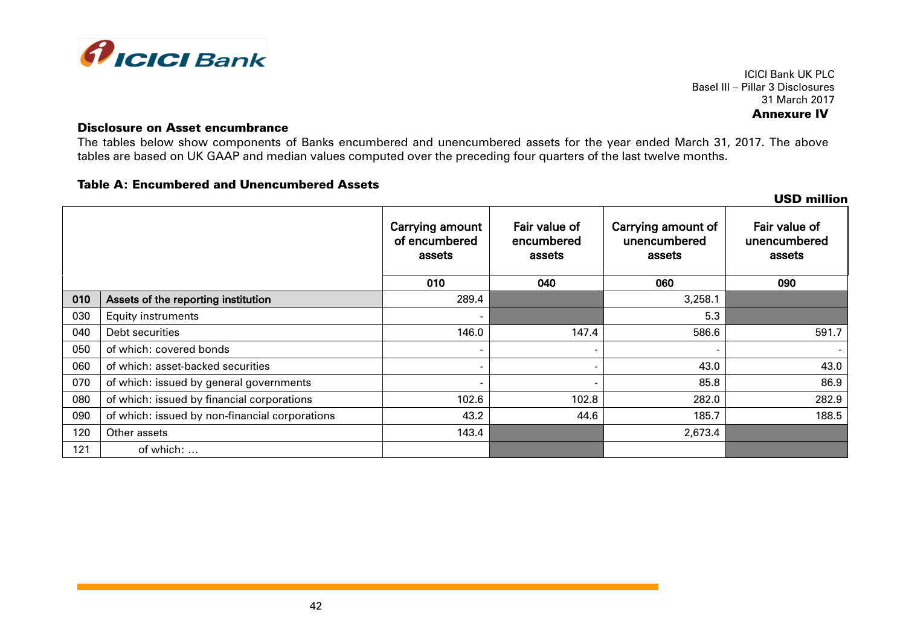ICICI Bank UK PLC
Basel III – Pillar 3 Disclosures
31 March 2017

**Annexure IV**

### Disclosure on Asset encumbrance

The tables below show components of Banks encumbered and unencumbered assets for the year ended March 31, 2017. The above tables are based on UK GAAP and median values computed over the preceding four quarters of the last twelve months.

### Table A: Encumbered and Unencumbered Assets

**USD million**

| | | Carrying amount of encumbered assets | Fair value of encumbered assets | Carrying amount of unencumbered assets | Fair value of unencumbered assets |
|---|---|---|---|---|---|
| | | 010 | 040 | 060 | 090 |
| 010 | **Assets of the reporting institution** | 289.4 | | 3,258.1 | |
| 030 | Equity instruments | - | | 5.3 | |
| 040 | Debt securities | 146.0 | 147.4 | 586.6 | 591.7 |
| 050 | of which: covered bonds | - | - | - | - |
| 060 | of which: asset-backed securities | - | - | 43.0 | 43.0 |
| 070 | of which: issued by general governments | - | - | 85.8 | 86.9 |
| 080 | of which: issued by financial corporations | 102.6 | 102.8 | 282.0 | 282.9 |
| 090 | of which: issued by non-financial corporations | 43.2 | 44.6 | 185.7 | 188.5 |
| 120 | Other assets | 143.4 | | 2,673.4 | |
| 121 | of which: ... | | | | |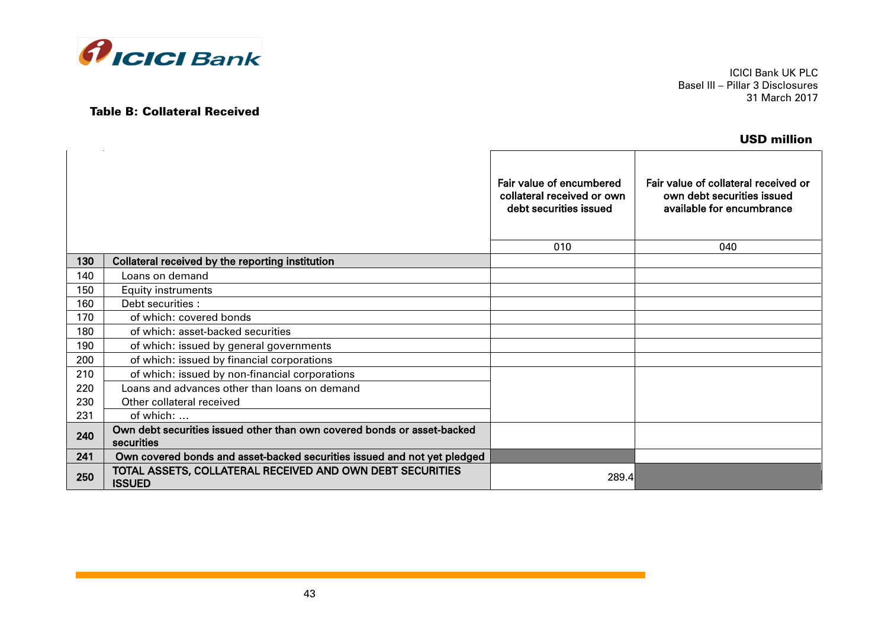## Table B: Collateral Received

USD million

| | | Fair value of encumbered collateral received or own debt securities issued | Fair value of collateral received or own debt securities issued available for encumbrance |
|---|---|---|---|
| | | 010 | 040 |
| **130** | **Collateral received by the reporting institution** | | |
| 140 | Loans on demand | | |
| 150 | Equity instruments | | |
| 160 | Debt securities : | | |
| 170 | of which: covered bonds | | |
| 180 | of which: asset-backed securities | | |
| 190 | of which: issued by general governments | | |
| 200 | of which: issued by financial corporations | | |
| 210 | of which: issued by non-financial corporations | | |
| 220 | Loans and advances other than loans on demand | | |
| 230 | Other collateral received | | |
| 231 | of which: … | | |
| **240** | **Own debt securities issued other than own covered bonds or asset-backed securities** | | |
| **241** | **Own covered bonds and asset-backed securities issued and not yet pledged** | | |
| **250** | **TOTAL ASSETS, COLLATERAL RECEIVED AND OWN DEBT SECURITIES ISSUED** | 289.4 | |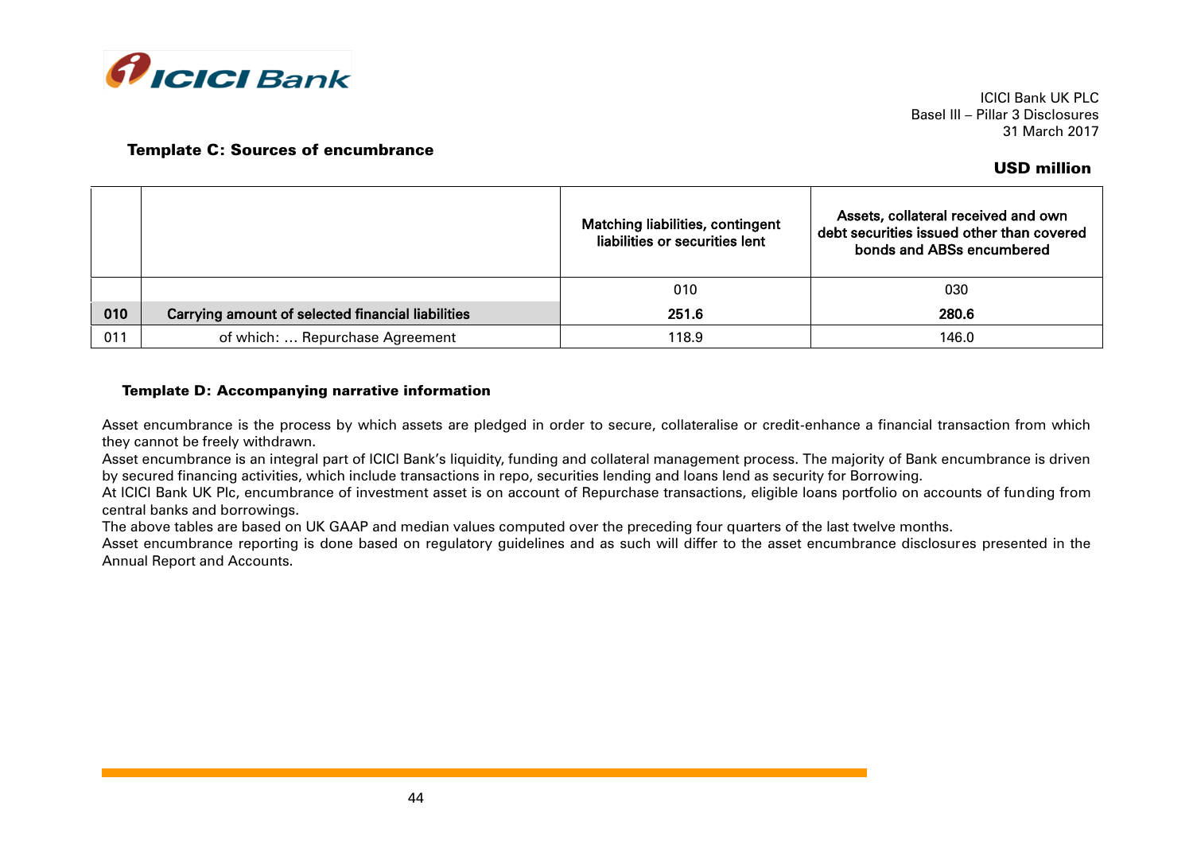### Template C: Sources of encumbrance

**USD million**

| | | Matching liabilities, contingent liabilities or securities lent | Assets, collateral received and own debt securities issued other than covered bonds and ABSs encumbered |
|---|---|---|---|
| | | 010 | 030 |
| **010** | **Carrying amount of selected financial liabilities** | **251.6** | **280.6** |
| 011 | of which: … Repurchase Agreement | 118.9 | 146.0 |

### Template D: Accompanying narrative information

Asset encumbrance is the process by which assets are pledged in order to secure, collateralise or credit-enhance a financial transaction from which they cannot be freely withdrawn.

Asset encumbrance is an integral part of ICICI Bank's liquidity, funding and collateral management process. The majority of Bank encumbrance is driven by secured financing activities, which include transactions in repo, securities lending and loans lend as security for Borrowing.

At ICICI Bank UK Plc, encumbrance of investment asset is on account of Repurchase transactions, eligible loans portfolio on accounts of funding from central banks and borrowings.

The above tables are based on UK GAAP and median values computed over the preceding four quarters of the last twelve months.

Asset encumbrance reporting is done based on regulatory guidelines and as such will differ to the asset encumbrance disclosures presented in the Annual Report and Accounts.